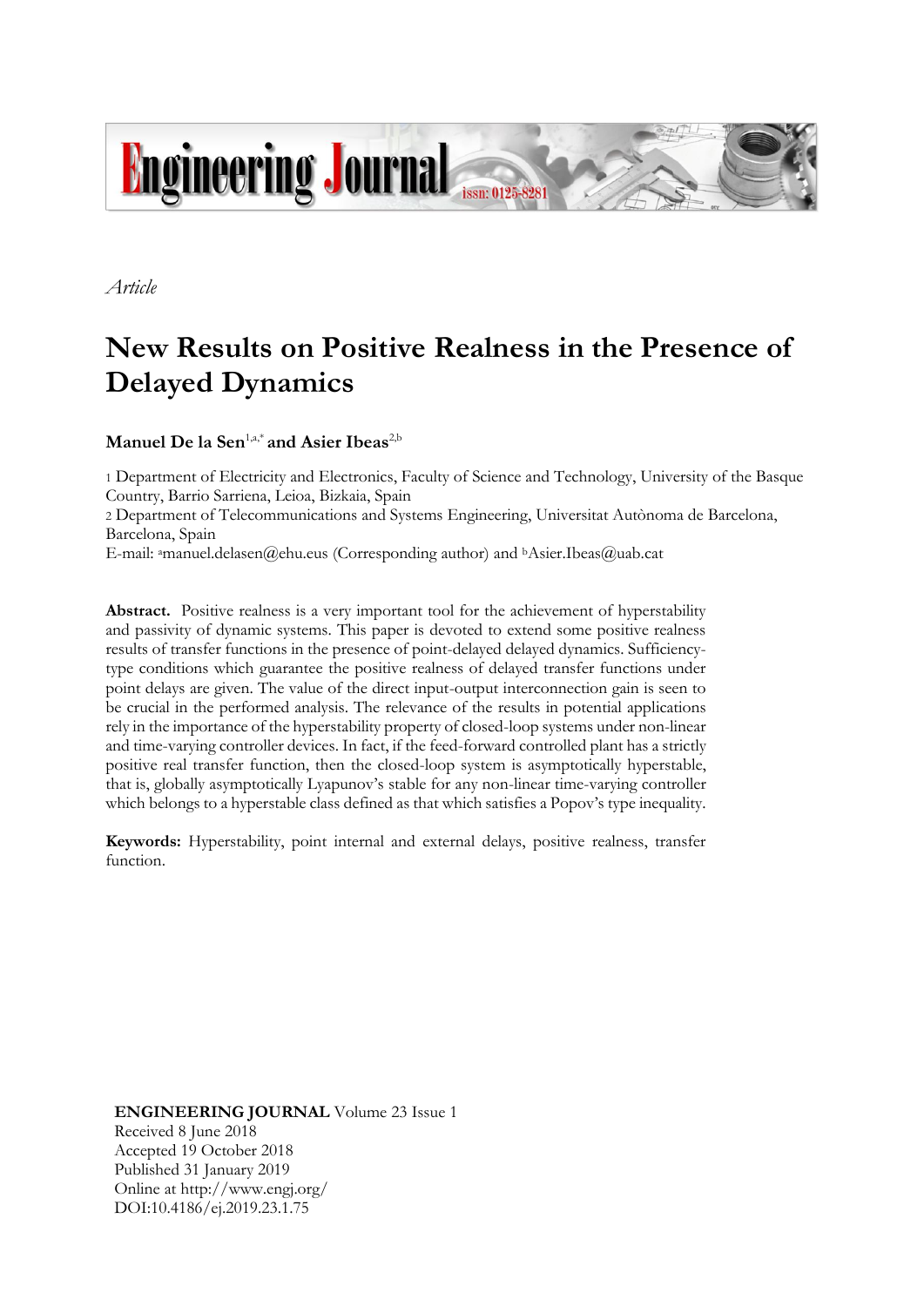*Article*

# New Results on Positive Realness in the Presence of Delayed Dynamics

**Manuel De la Sen**[1,a,*] **and Asier Ibeas**[2,b]

1 Department of Electricity and Electronics, Faculty of Science and Technology, University of the Basque Country, Barrio Sarriena, Leioa, Bizkaia, Spain

2 Department of Telecommunications and Systems Engineering, Universitat Autònoma de Barcelona, Barcelona, Spain

E-mail: [a]manuel.delasen@ehu.eus (Corresponding author) and [b]Asier.Ibeas@uab.cat

**Abstract.** Positive realness is a very important tool for the achievement of hyperstability and passivity of dynamic systems. This paper is devoted to extend some positive realness results of transfer functions in the presence of point-delayed delayed dynamics. Sufficiency-type conditions which guarantee the positive realness of delayed transfer functions under point delays are given. The value of the direct input-output interconnection gain is seen to be crucial in the performed analysis. The relevance of the results in potential applications rely in the importance of the hyperstability property of closed-loop systems under non-linear and time-varying controller devices. In fact, if the feed-forward controlled plant has a strictly positive real transfer function, then the closed-loop system is asymptotically hyperstable, that is, globally asymptotically Lyapunov's stable for any non-linear time-varying controller which belongs to a hyperstable class defined as that which satisfies a Popov's type inequality.

**Keywords:** Hyperstability, point internal and external delays, positive realness, transfer function.

**ENGINEERING JOURNAL** Volume 23 Issue 1
Received 8 June 2018
Accepted 19 October 2018
Published 31 January 2019
Online at http://www.engj.org/
DOI:10.4186/ej.2019.23.1.75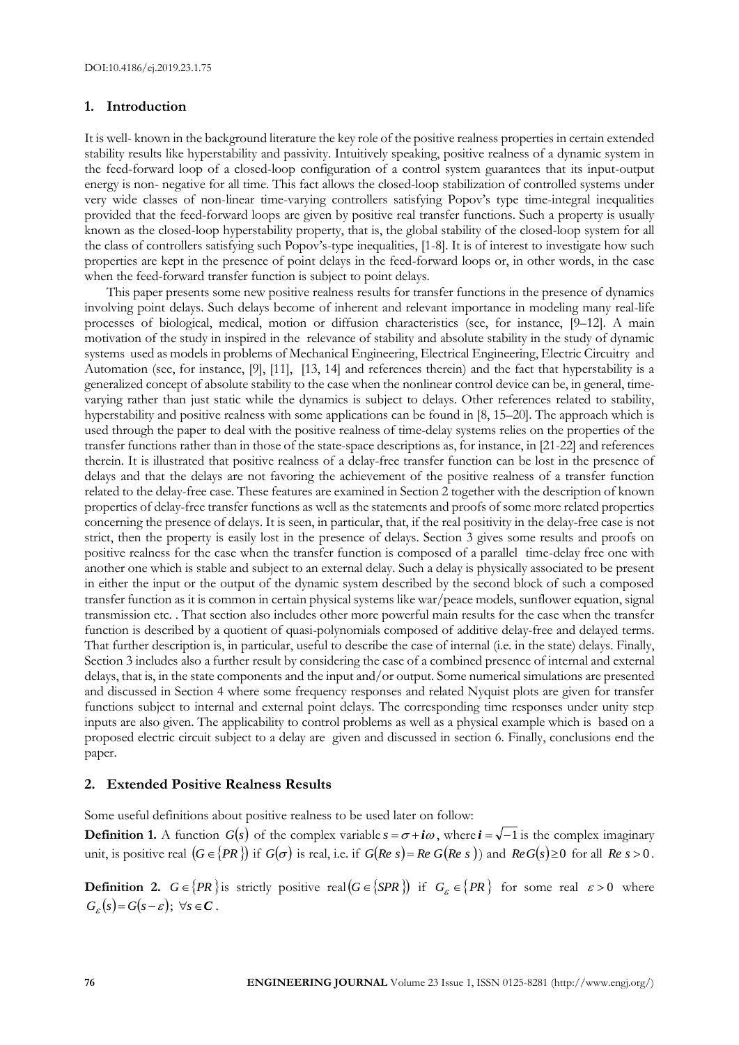DOI:10.4186/ej.2019.23.1.75

## 1. Introduction

It is well- known in the background literature the key role of the positive realness properties in certain extended stability results like hyperstability and passivity. Intuitively speaking, positive realness of a dynamic system in the feed-forward loop of a closed-loop configuration of a control system guarantees that its input-output energy is non- negative for all time. This fact allows the closed-loop stabilization of controlled systems under very wide classes of non-linear time-varying controllers satisfying Popov's type time-integral inequalities provided that the feed-forward loops are given by positive real transfer functions. Such a property is usually known as the closed-loop hyperstability property, that is, the global stability of the closed-loop system for all the class of controllers satisfying such Popov's-type inequalities, [1-8]. It is of interest to investigate how such properties are kept in the presence of point delays in the feed-forward loops or, in other words, in the case when the feed-forward transfer function is subject to point delays.

This paper presents some new positive realness results for transfer functions in the presence of dynamics involving point delays. Such delays become of inherent and relevant importance in modeling many real-life processes of biological, medical, motion or diffusion characteristics (see, for instance, [9–12]. A main motivation of the study in inspired in the relevance of stability and absolute stability in the study of dynamic systems used as models in problems of Mechanical Engineering, Electrical Engineering, Electric Circuitry and Automation (see, for instance, [9], [11], [13, 14] and references therein) and the fact that hyperstability is a generalized concept of absolute stability to the case when the nonlinear control device can be, in general, time-varying rather than just static while the dynamics is subject to delays. Other references related to stability, hyperstability and positive realness with some applications can be found in [8, 15–20]. The approach which is used through the paper to deal with the positive realness of time-delay systems relies on the properties of the transfer functions rather than in those of the state-space descriptions as, for instance, in [21-22] and references therein. It is illustrated that positive realness of a delay-free transfer function can be lost in the presence of delays and that the delays are not favoring the achievement of the positive realness of a transfer function related to the delay-free case. These features are examined in Section 2 together with the description of known properties of delay-free transfer functions as well as the statements and proofs of some more related properties concerning the presence of delays. It is seen, in particular, that, if the real positivity in the delay-free case is not strict, then the property is easily lost in the presence of delays. Section 3 gives some results and proofs on positive realness for the case when the transfer function is composed of a parallel time-delay free one with another one which is stable and subject to an external delay. Such a delay is physically associated to be present in either the input or the output of the dynamic system described by the second block of such a composed transfer function as it is common in certain physical systems like war/peace models, sunflower equation, signal transmission etc. . That section also includes other more powerful main results for the case when the transfer function is described by a quotient of quasi-polynomials composed of additive delay-free and delayed terms. That further description is, in particular, useful to describe the case of internal (i.e. in the state) delays. Finally, Section 3 includes also a further result by considering the case of a combined presence of internal and external delays, that is, in the state components and the input and/or output. Some numerical simulations are presented and discussed in Section 4 where some frequency responses and related Nyquist plots are given for transfer functions subject to internal and external point delays. The corresponding time responses under unity step inputs are also given. The applicability to control problems as well as a physical example which is based on a proposed electric circuit subject to a delay are given and discussed in section 6. Finally, conclusions end the paper.

## 2. Extended Positive Realness Results

Some useful definitions about positive realness to be used later on follow:

**Definition 1.** A function $G(s)$ of the complex variable $s=\sigma+i\omega$, where $i=\sqrt{-1}$ is the complex imaginary unit, is positive real $(G\in\{PR\})$ if $G(\sigma)$ is real, i.e. if $G(Re\, s)=Re\, G(Re\, s)$) and $Re\,G(s)\geq 0$ for all $Re\, s>0$.

**Definition 2.** $G\in\{PR\}$ is strictly positive real $(G\in\{SPR\})$ if $G_{\varepsilon}\in\{PR\}$ for some real $\varepsilon>0$ where $G_{\varepsilon}(s)=G(s-\varepsilon);\ \forall s\in\boldsymbol{C}$.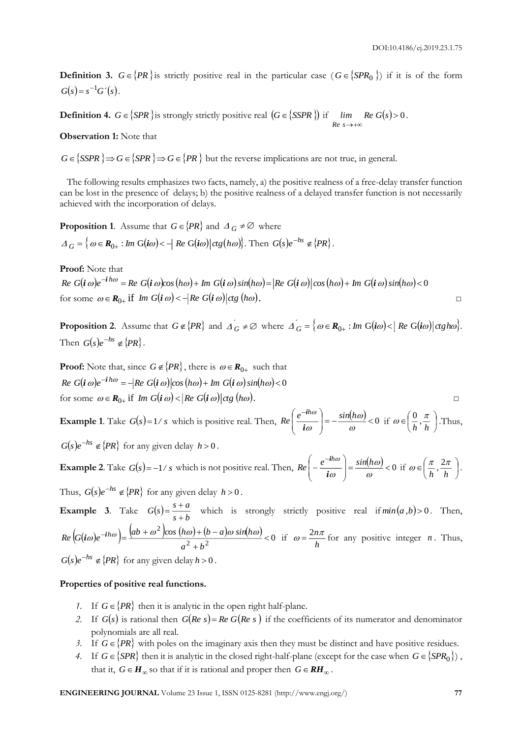**Definition 3.** $G \in \{PR\}$ is strictly positive real in the particular case ($G \in \{SPR_0\}$) if it is of the form $G(s) = s^{-1}G'(s)$.

**Definition 4.** $G \in \{SPR\}$ is strongly strictly positive real $\left(G \in \{SSPR\}\right)$ if $\lim_{Re\, s \to +\infty} Re\, G(s) > 0$.

**Observation 1:** Note that

$G \in \{SSPR\} \Rightarrow G \in \{SPR\} \Rightarrow G \in \{PR\}$ but the reverse implications are not true, in general.

The following results emphasizes two facts, namely, a) the positive realness of a free-delay transfer function can be lost in the presence of delays; b) the positive realness of a delayed transfer function is not necessarily achieved with the incorporation of delays.

**Proposition 1**. Assume that $G \in \{PR\}$ and $\Delta_G \neq \varnothing$ where $\Delta_G = \left\{\omega \in \mathbf{R}_{0+} : Im\, G(\mathbf{i}\omega) < -\left| Re\, G(\mathbf{i}\omega)\right| ctg(h\omega)\right\}$. Then $G(s)e^{-hs} \notin \{PR\}$.

**Proof:** Note that

$Re\, G(\mathbf{i}\,\omega)e^{-\mathbf{i}\,h\omega} = Re\, G(\mathbf{i}\,\omega)\cos(h\omega) + Im\, G(\mathbf{i}\,\omega)\sin(h\omega) = \left|Re\, G(\mathbf{i}\,\omega)\right|\cos(h\omega) + Im\, G(\mathbf{i}\,\omega)\sin(h\omega) < 0$

for some $\omega \in \mathbf{R}_{0+}$ if $Im\, G(\mathbf{i}\,\omega) < -\left|Re\, G(\mathbf{i}\,\omega)\right| ctg\,(h\omega)$. □

**Proposition 2**. Assume that $G \notin \{PR\}$ and $\Delta'_G \neq \varnothing$ where $\Delta'_G = \left\{\omega \in \mathbf{R}_{0+} : Im\, G(\mathbf{i}\omega) < \left| Re\, G(\mathbf{i}\omega)\right| ctgh\omega\right\}$. Then $G(s)e^{-hs} \notin \{PR\}$.

**Proof:** Note that, since $G \notin \{PR\}$, there is $\omega \in \mathbf{R}_{0+}$ such that

$Re\, G(\mathbf{i}\,\omega)e^{-\mathbf{i}\,h\omega} = -\left|Re\, G(\mathbf{i}\,\omega)\right|\cos(h\omega) + Im\, G(\mathbf{i}\,\omega)\sin(h\omega) < 0$

for some $\omega \in \mathbf{R}_{0+}$ if $Im\, G(\mathbf{i}\,\omega) < \left|Re\, G(\mathbf{i}\,\omega)\right| ctg\,(h\omega)$. □

**Example 1**. Take $G(s) = 1/s$ which is positive real. Then, $Re\left(\frac{e^{-\mathbf{i}h\omega}}{\mathbf{i}\omega}\right) = -\frac{\sin(h\omega)}{\omega} < 0$ if $\omega \in \left(\frac{0}{h}, \frac{\pi}{h}\right)$. Thus, $G(s)e^{-hs} \notin \{PR\}$ for any given delay $h > 0$.

**Example 2**. Take $G(s) = -1/s$ which is not positive real. Then, $Re\left(-\frac{e^{-\mathbf{i}h\omega}}{\mathbf{i}\omega}\right) = \frac{\sin(h\omega)}{\omega} < 0$ if $\omega \in \left(\frac{\pi}{h}, \frac{2\pi}{h}\right)$. Thus, $G(s)e^{-hs} \notin \{PR\}$ for any given delay $h > 0$.

**Example 3**. Take $G(s) = \frac{s+a}{s+b}$ which is strongly strictly positive real if $min(a,b) > 0$. Then, $Re\left(G(\mathbf{i}\omega)e^{-\mathbf{i}h\omega}\right) = \frac{\left(ab + \omega^2\right)\cos(h\omega) + (b-a)\omega\sin(h\omega)}{a^2 + b^2} < 0$ if $\omega = \frac{2n\pi}{h}$ for any positive integer $n$. Thus, $G(s)e^{-hs} \notin \{PR\}$ for any given delay $h > 0$.

**Properties of positive real functions.**

1. If $G \in \{PR\}$ then it is analytic in the open right half-plane.
2. If $G(s)$ is rational then $G(Re\, s) = Re\, G(Re\, s)$ if the coefficients of its numerator and denominator polynomials are all real.
3. If $G \in \{PR\}$ with poles on the imaginary axis then they must be distinct and have positive residues.
4. If $G \in \{SPR\}$ then it is analytic in the closed right-half-plane (except for the case when $G \in \{SPR_0\}$), that it, $G \in \mathbf{H}_\infty$ so that if it is rational and proper then $G \in \mathbf{RH}_\infty$.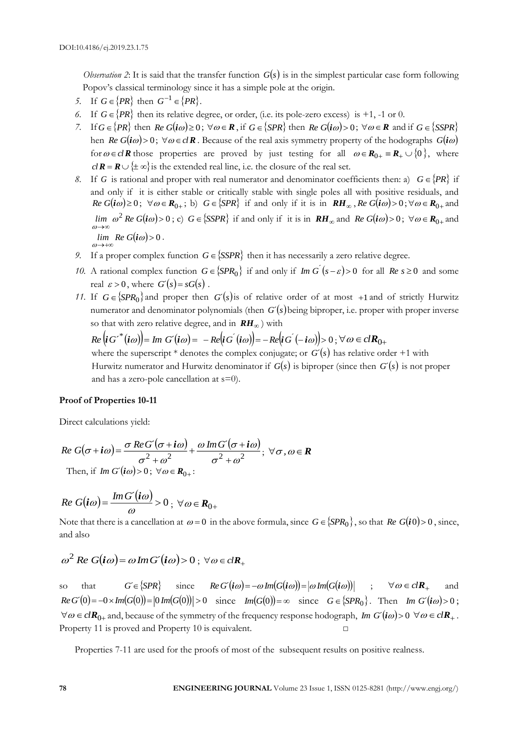*Observation 2*: It is said that the transfer function $G(s)$ is in the simplest particular case form following Popov's classical terminology since it has a simple pole at the origin.

5. If $G \in \{PR\}$ then $G^{-1} \in \{PR\}$.
6. If $G \in \{PR\}$ then its relative degree, or order, (i.e. its pole-zero excess) is +1, -1 or 0.
7. If $G \in \{PR\}$ then $Re\, G(\boldsymbol{i}\omega) \geq 0$; $\forall \omega \in \boldsymbol{R}$, if $G \in \{SPR\}$ then $Re\, G(\boldsymbol{i}\omega) > 0$; $\forall \omega \in \boldsymbol{R}$ and if $G \in \{SSPR\}$ hen $Re\, G(\boldsymbol{i}\omega) > 0$; $\forall \omega \in cl\boldsymbol{R}$. Because of the real axis symmetry property of the hodographs $G(\boldsymbol{i}\omega)$ for $\omega \in cl\boldsymbol{R}$ those properties are proved by just testing for all $\omega \in \boldsymbol{R}_{0+} \equiv \boldsymbol{R}_+ \cup \{0\}$, where $cl\boldsymbol{R} = \boldsymbol{R} \cup \{\pm\infty\}$ is the extended real line, i.e. the closure of the real set.
8. If $G$ is rational and proper with real numerator and denominator coefficients then: a) $G \in \{PR\}$ if and only if it is either stable or critically stable with single poles all with positive residuals, and $Re\, G(\boldsymbol{i}\omega) \geq 0$; $\forall \omega \in \boldsymbol{R}_{0+}$; b) $G \in \{SPR\}$ if and only if it is in $\boldsymbol{RH}_\infty$, $Re\, G(\boldsymbol{i}\omega) > 0$; $\forall \omega \in \boldsymbol{R}_{0+}$ and $\lim_{\omega \to \infty} \omega^2\, Re\, G(\boldsymbol{i}\omega) > 0$; c) $G \in \{SSPR\}$ if and only if it is in $\boldsymbol{RH}_\infty$ and $Re\, G(\boldsymbol{i}\omega) > 0$; $\forall \omega \in \boldsymbol{R}_{0+}$ and $\lim_{\omega \to +\infty} Re\, G(\boldsymbol{i}\omega) > 0$.
9. If a proper complex function $G \in \{SSPR\}$ then it has necessarily a zero relative degree.
10. A rational complex function $G \in \{SPR_0\}$ if and only if $Im\, G'(s - \varepsilon) > 0$ for all $Re\, s \geq 0$ and some real $\varepsilon > 0$, where $G'(s) = sG(s)$.
11. If $G \in \{SPR_0\}$ and proper then $G'(s)$ is of relative order of at most $+1$ and of strictly Hurwitz numerator and denominator polynomials (then $G'(s)$ being biproper, i.e. proper with proper inverse so that with zero relative degree, and in $\boldsymbol{RH}_\infty$) with

   $Re\left(\boldsymbol{i}G'^{*}(\boldsymbol{i}\omega)\right) = Im\, G'(\boldsymbol{i}\omega) = -Re\left(\boldsymbol{i}G'(\boldsymbol{i}\omega)\right) = -Re\left(\boldsymbol{i}G'(-\boldsymbol{i}\omega)\right) > 0$; $\forall \omega \in cl\boldsymbol{R}_{0+}$

   where the superscript * denotes the complex conjugate; or $G'(s)$ has relative order +1 with Hurwitz numerator and Hurwitz denominator if $G(s)$ is biproper (since then $G'(s)$ is not proper and has a zero-pole cancellation at s=0).

**Proof of Properties 10-11**

Direct calculations yield:

$$Re\, G(\sigma + \boldsymbol{i}\omega) = \frac{\sigma\, Re G'(\sigma + \boldsymbol{i}\omega)}{\sigma^2 + \omega^2} + \frac{\omega\, Im G'(\sigma + \boldsymbol{i}\omega)}{\sigma^2 + \omega^2};\ \forall \sigma, \omega \in \boldsymbol{R}$$

Then, if $Im\, G'(\boldsymbol{i}\omega) > 0$; $\forall \omega \in \boldsymbol{R}_{0+}$:

$$Re\, G(\boldsymbol{i}\omega) = \frac{Im G'(\boldsymbol{i}\omega)}{\omega} > 0;\ \forall \omega \in \boldsymbol{R}_{0+}$$

Note that there is a cancellation at $\omega = 0$ in the above formula, since $G \in \{SPR_0\}$, so that $Re\, G(\boldsymbol{i}0) > 0$, since, and also

$$\omega^2\, Re\, G(\boldsymbol{i}\omega) = \omega\, Im G'(\boldsymbol{i}\omega) > 0;\ \forall \omega \in cl\boldsymbol{R}_+$$

so that $G' \in \{SPR\}$ since $Re G'(\boldsymbol{i}\omega) = -\omega\, Im(G(\boldsymbol{i}\omega)) = |\omega\, Im(G(\boldsymbol{i}\omega))|$ ; $\forall \omega \in cl\boldsymbol{R}_+$ and $Re G'(0) = -0 \times Im(G(0)) = |0\, Im(G(0))| > 0$ since $Im(G(0)) = \infty$ since $G \in \{SPR_0\}$. Then $Im\, G'(\boldsymbol{i}\omega) > 0$; $\forall \omega \in cl\boldsymbol{R}_{0+}$ and, because of the symmetry of the frequency response hodograph, $Im\, G'(\boldsymbol{i}\omega) > 0\ \forall \omega \in cl\boldsymbol{R}_+$. Property 11 is proved and Property 10 is equivalent. □

Properties 7-11 are used for the proofs of most of the subsequent results on positive realness.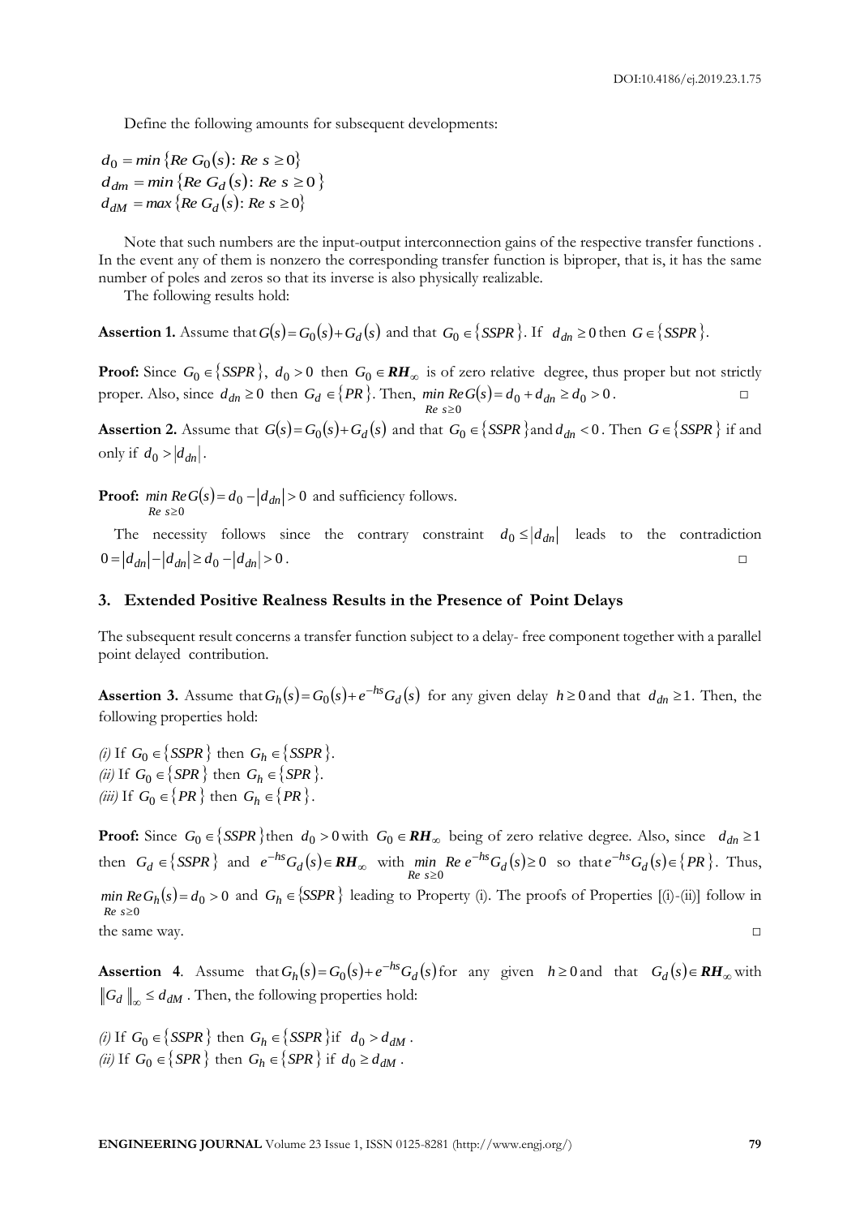Define the following amounts for subsequent developments:

$$
\begin{aligned}
d_0 &= min\left\{Re\ G_0(s):\ Re\ s \geq 0\right\} \\
d_{dm} &= min\left\{Re\ G_d(s):\ Re\ s \geq 0\right\} \\
d_{dM} &= max\left\{Re\ G_d(s):\ Re\ s \geq 0\right\}
\end{aligned}
$$

Note that such numbers are the input-output interconnection gains of the respective transfer functions . In the event any of them is nonzero the corresponding transfer function is biproper, that is, it has the same number of poles and zeros so that its inverse is also physically realizable.

The following results hold:

**Assertion 1.** Assume that $G(s) = G_0(s) + G_d(s)$ and that $G_0 \in \{SSPR\}$. If $d_{dn} \geq 0$ then $G \in \{SSPR\}$.

**Proof:** Since $G_0 \in \{SSPR\}$, $d_0 > 0$ then $G_0 \in \boldsymbol{RH}_\infty$ is of zero relative degree, thus proper but not strictly proper. Also, since $d_{dn} \geq 0$ then $G_d \in \{PR\}$. Then, $\min\limits_{Re\ s \geq 0} Re\,G(s) = d_0 + d_{dn} \geq d_0 > 0$. □

**Assertion 2.** Assume that $G(s) = G_0(s) + G_d(s)$ and that $G_0 \in \{SSPR\}$ and $d_{dn} < 0$. Then $G \in \{SSPR\}$ if and only if $d_0 > |d_{dn}|$.

**Proof:** $\min\limits_{Re\ s \geq 0} Re\,G(s) = d_0 - |d_{dn}| > 0$ and sufficiency follows.

The necessity follows since the contrary constraint $d_0 \leq |d_{dn}|$ leads to the contradiction $0 = |d_{dn}| - |d_{dn}| \geq d_0 - |d_{dn}| > 0$. □

## 3. Extended Positive Realness Results in the Presence of Point Delays

The subsequent result concerns a transfer function subject to a delay- free component together with a parallel point delayed contribution.

**Assertion 3.** Assume that $G_h(s) = G_0(s) + e^{-hs}G_d(s)$ for any given delay $h \geq 0$ and that $d_{dn} \geq 1$. Then, the following properties hold:

*(i)* If $G_0 \in \{SSPR\}$ then $G_h \in \{SSPR\}$.
*(ii)* If $G_0 \in \{SPR\}$ then $G_h \in \{SPR\}$.
*(iii)* If $G_0 \in \{PR\}$ then $G_h \in \{PR\}$.

**Proof:** Since $G_0 \in \{SSPR\}$ then $d_0 > 0$ with $G_0 \in \boldsymbol{RH}_\infty$ being of zero relative degree. Also, since $d_{dn} \geq 1$ then $G_d \in \{SSPR\}$ and $e^{-hs}G_d(s) \in \boldsymbol{RH}_\infty$ with $\min\limits_{Re\ s \geq 0} Re\ e^{-hs}G_d(s) \geq 0$ so that $e^{-hs}G_d(s) \in \{PR\}$. Thus, $\min\limits_{Re\ s \geq 0} Re\,G_h(s) = d_0 > 0$ and $G_h \in \{SSPR\}$ leading to Property (i). The proofs of Properties [(i)-(ii)] follow in the same way. □

**Assertion 4**. Assume that $G_h(s) = G_0(s) + e^{-hs}G_d(s)$ for any given $h \geq 0$ and that $G_d(s) \in \boldsymbol{RH}_\infty$ with $\|G_d\|_\infty \leq d_{dM}$. Then, the following properties hold:

*(i)* If $G_0 \in \{SSPR\}$ then $G_h \in \{SSPR\}$ if $d_0 > d_{dM}$.
*(ii)* If $G_0 \in \{SPR\}$ then $G_h \in \{SPR\}$ if $d_0 \geq d_{dM}$.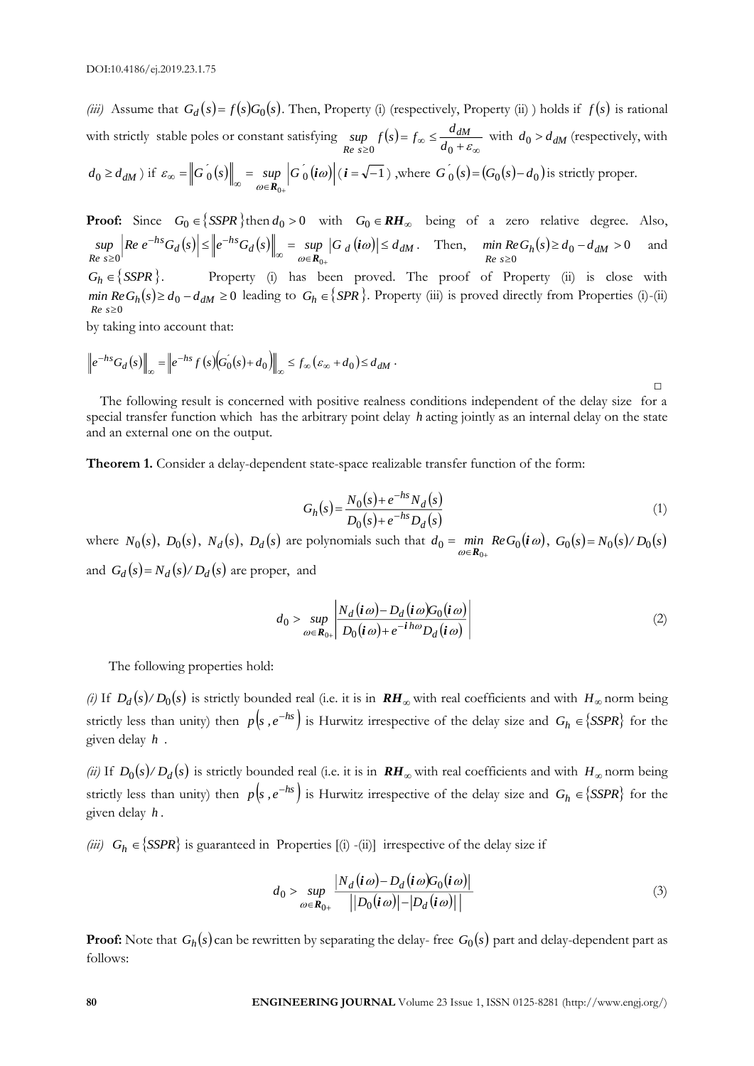*(iii)* Assume that $G_d(s) = f(s)G_0(s)$. Then, Property (i) (respectively, Property (ii) ) holds if $f(s)$ is rational with strictly stable poles or constant satisfying $\sup_{Re\, s \geq 0} f(s) = f_\infty \leq \frac{d_{dM}}{d_0 + \varepsilon_\infty}$ with $d_0 > d_{dM}$ (respectively, with $d_0 \geq d_{dM}$ ) if $\varepsilon_\infty = \left\| G'_0(s) \right\|_\infty = \sup_{\omega \in \mathbf{R}_{0+}} \left| G'_0(\mathbf{i}\omega) \right|$ ( $\mathbf{i} = \sqrt{-1}$ ) ,where $G'_0(s) = (G_0(s) - d_0)$ is strictly proper.

**Proof:** Since $G_0 \in \{SSPR\}$ then $d_0 > 0$ with $G_0 \in \mathbf{RH}_\infty$ being of a zero relative degree. Also, $\sup_{Re\, s \geq 0} \left| Re\, e^{-hs} G_d(s) \right| \leq \left\| e^{-hs} G_d(s) \right\|_\infty = \sup_{\omega \in \mathbf{R}_{0+}} \left| G_d(\mathbf{i}\omega) \right| \leq d_{dM}$. Then, $\min_{Re\, s \geq 0} Re\, G_h(s) \geq d_0 - d_{dM} > 0$ and $G_h \in \{SSPR\}$. Property (i) has been proved. The proof of Property (ii) is close with $\min_{Re\, s \geq 0} Re\, G_h(s) \geq d_0 - d_{dM} \geq 0$ leading to $G_h \in \{SPR\}$. Property (iii) is proved directly from Properties (i)-(ii) by taking into account that:

$$\left\| e^{-hs} G_d(s) \right\|_\infty = \left\| e^{-hs} f(s) \left( G'_0(s) + d_0 \right) \right\|_\infty \leq f_\infty (\varepsilon_\infty + d_0) \leq d_{dM} .$$

□

The following result is concerned with positive realness conditions independent of the delay size for a special transfer function which has the arbitrary point delay $h$ acting jointly as an internal delay on the state and an external one on the output.

**Theorem 1.** Consider a delay-dependent state-space realizable transfer function of the form:

$$G_h(s) = \frac{N_0(s) + e^{-hs} N_d(s)}{D_0(s) + e^{-hs} D_d(s)} \tag{1}$$

where $N_0(s)$, $D_0(s)$, $N_d(s)$, $D_d(s)$ are polynomials such that $d_0 = \min_{\omega \in \mathbf{R}_{0+}} Re\, G_0(\mathbf{i}\omega)$, $G_0(s) = N_0(s) / D_0(s)$ and $G_d(s) = N_d(s) / D_d(s)$ are proper, and

$$d_0 > \sup_{\omega \in \mathbf{R}_{0+}} \left| \frac{N_d(\mathbf{i}\omega) - D_d(\mathbf{i}\omega) G_0(\mathbf{i}\omega)}{D_0(\mathbf{i}\omega) + e^{-\mathbf{i}h\omega} D_d(\mathbf{i}\omega)} \right| \tag{2}$$

The following properties hold:

*(i)* If $D_d(s) / D_0(s)$ is strictly bounded real (i.e. it is in $\mathbf{RH}_\infty$ with real coefficients and with $H_\infty$ norm being strictly less than unity) then $p(s, e^{-hs})$ is Hurwitz irrespective of the delay size and $G_h \in \{SSPR\}$ for the given delay $h$ .

*(ii)* If $D_0(s) / D_d(s)$ is strictly bounded real (i.e. it is in $\mathbf{RH}_\infty$ with real coefficients and with $H_\infty$ norm being strictly less than unity) then $p(s, e^{-hs})$ is Hurwitz irrespective of the delay size and $G_h \in \{SSPR\}$ for the given delay $h$.

*(iii)* $G_h \in \{SSPR\}$ is guaranteed in Properties [(i) -(ii)] irrespective of the delay size if

$$d_0 > \sup_{\omega \in \mathbf{R}_{0+}} \frac{\left| N_d(\mathbf{i}\omega) - D_d(\mathbf{i}\omega) G_0(\mathbf{i}\omega) \right|}{\left| \left| D_0(\mathbf{i}\omega) \right| - \left| D_d(\mathbf{i}\omega) \right| \right|} \tag{3}$$

**Proof:** Note that $G_h(s)$ can be rewritten by separating the delay- free $G_0(s)$ part and delay-dependent part as follows: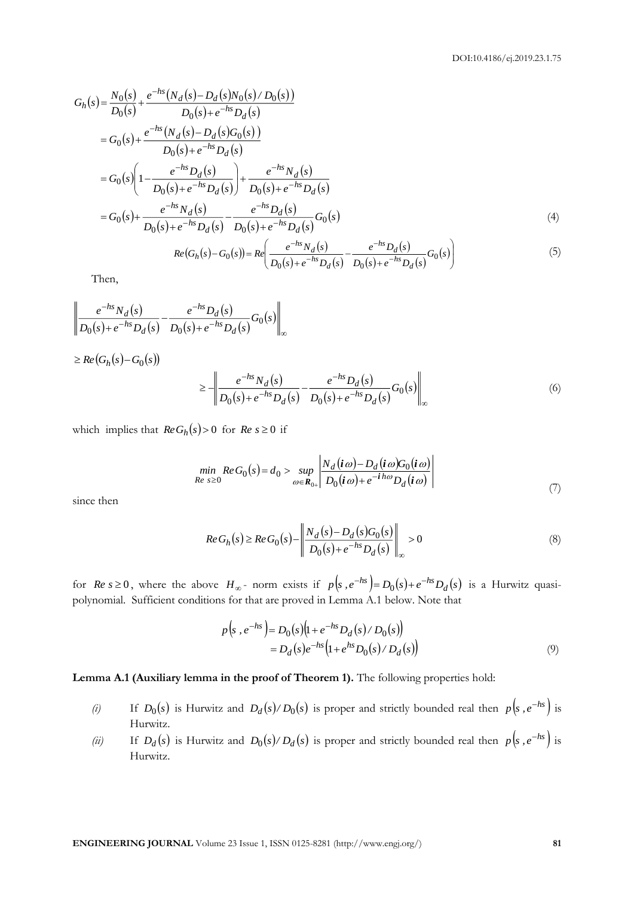$$
\begin{aligned}
G_h(s) &= \frac{N_0(s)}{D_0(s)} + \frac{e^{-hs}\left(N_d(s) - D_d(s)N_0(s)/D_0(s)\right)}{D_0(s) + e^{-hs}D_d(s)} \\
&= G_0(s) + \frac{e^{-hs}\left(N_d(s) - D_d(s)G_0(s)\right)}{D_0(s) + e^{-hs}D_d(s)} \\
&= G_0(s)\left(1 - \frac{e^{-hs}D_d(s)}{D_0(s) + e^{-hs}D_d(s)}\right) + \frac{e^{-hs}N_d(s)}{D_0(s) + e^{-hs}D_d(s)} \\
&= G_0(s) + \frac{e^{-hs}N_d(s)}{D_0(s) + e^{-hs}D_d(s)} - \frac{e^{-hs}D_d(s)}{D_0(s) + e^{-hs}D_d(s)}G_0(s)
\end{aligned}
\tag{4}
$$

$$
Re(G_h(s) - G_0(s)) = Re\left(\frac{e^{-hs}N_d(s)}{D_0(s) + e^{-hs}D_d(s)} - \frac{e^{-hs}D_d(s)}{D_0(s) + e^{-hs}D_d(s)}G_0(s)\right) \tag{5}
$$

Then,

$$
\left\| \frac{e^{-hs}N_d(s)}{D_0(s) + e^{-hs}D_d(s)} - \frac{e^{-hs}D_d(s)}{D_0(s) + e^{-hs}D_d(s)}G_0(s) \right\|_\infty
$$

$$
\geq Re(G_h(s) - G_0(s))
$$

$$
\geq -\left\| \frac{e^{-hs}N_d(s)}{D_0(s) + e^{-hs}D_d(s)} - \frac{e^{-hs}D_d(s)}{D_0(s) + e^{-hs}D_d(s)}G_0(s) \right\|_\infty \tag{6}
$$

which implies that $Re\,G_h(s) > 0$ for $Re\ s \geq 0$ if

$$
\min_{Re\ s \geq 0} Re\,G_0(s) = d_0 > \sup_{\omega \in \mathbf{R}_{0+}} \left| \frac{N_d(\mathbf{i}\omega) - D_d(\mathbf{i}\omega)G_0(\mathbf{i}\omega)}{D_0(\mathbf{i}\omega) + e^{-\mathbf{i}h\omega}D_d(\mathbf{i}\omega)} \right| \tag{7}
$$

since then

$$
Re\,G_h(s) \geq Re\,G_0(s) - \left\| \frac{N_d(s) - D_d(s)G_0(s)}{D_0(s) + e^{-hs}D_d(s)} \right\|_\infty > 0 \tag{8}
$$

for $Re\ s \geq 0$, where the above $H_\infty$- norm exists if $p\left(s, e^{-hs}\right) = D_0(s) + e^{-hs}D_d(s)$ is a Hurwitz quasi-polynomial. Sufficient conditions for that are proved in Lemma A.1 below. Note that

$$
\begin{aligned}
p\left(s, e^{-hs}\right) &= D_0(s)\left(1 + e^{-hs}D_d(s)/D_0(s)\right) \\
&= D_d(s)e^{-hs}\left(1 + e^{hs}D_0(s)/D_d(s)\right)
\end{aligned}
\tag{9}
$$

**Lemma A.1 (Auxiliary lemma in the proof of Theorem 1).** The following properties hold:

*(i)* If $D_0(s)$ is Hurwitz and $D_d(s)/D_0(s)$ is proper and strictly bounded real then $p\left(s, e^{-hs}\right)$ is Hurwitz.

*(ii)* If $D_d(s)$ is Hurwitz and $D_0(s)/D_d(s)$ is proper and strictly bounded real then $p\left(s, e^{-hs}\right)$ is Hurwitz.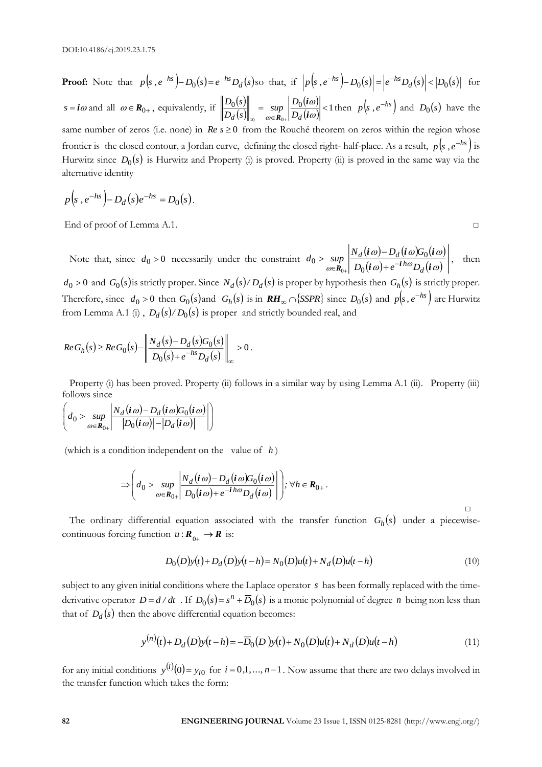**Proof:** Note that $p\left(s, e^{-hs}\right) - D_0(s) = e^{-hs} D_d(s)$ so that, if $\left| p\left(s, e^{-hs}\right) - D_0(s) \right| = \left| e^{-hs} D_d(s) \right| < \left| D_0(s) \right|$ for $s = \boldsymbol{i}\omega$ and all $\omega \in \boldsymbol{R}_{0+}$, equivalently, if $\left\| \frac{D_0(s)}{D_d(s)} \right\|_\infty = \sup_{\omega \in \boldsymbol{R}_{0+}} \left| \frac{D_0(\boldsymbol{i}\omega)}{D_d(\boldsymbol{i}\omega)} \right| < 1$ then $p\left(s, e^{-hs}\right)$ and $D_0(s)$ have the same number of zeros (i.e. none) in $Re\, s \geq 0$ from the Rouché theorem on zeros within the region whose frontier is the closed contour, a Jordan curve, defining the closed right- half-place. As a result, $p\left(s, e^{-hs}\right)$ is Hurwitz since $D_0(s)$ is Hurwitz and Property (i) is proved. Property (ii) is proved in the same way via the alternative identity

$$p\left(s, e^{-hs}\right) - D_d(s) e^{-hs} = D_0(s).$$

End of proof of Lemma A.1. □

Note that, since $d_0 > 0$ necessarily under the constraint $d_0 > \sup_{\omega \in \boldsymbol{R}_{0+}} \left| \frac{N_d(\boldsymbol{i}\omega) - D_d(\boldsymbol{i}\omega) G_0(\boldsymbol{i}\omega)}{D_0(\boldsymbol{i}\omega) + e^{-\boldsymbol{i}h\omega} D_d(\boldsymbol{i}\omega)} \right|$, then $d_0 > 0$ and $G_0(s)$ is strictly proper. Since $N_d(s)/D_d(s)$ is proper by hypothesis then $G_h(s)$ is strictly proper. Therefore, since $d_0 > 0$ then $G_0(s)$ and $G_h(s)$ is in $\boldsymbol{RH}_\infty \cap \{SSPR\}$ since $D_0(s)$ and $p\left(s, e^{-hs}\right)$ are Hurwitz from Lemma A.1 (i), $D_d(s)/D_0(s)$ is proper and strictly bounded real, and

$$Re\, G_h(s) \geq Re\, G_0(s) - \left\| \frac{N_d(s) - D_d(s) G_0(s)}{D_0(s) + e^{-hs} D_d(s)} \right\|_\infty > 0.$$

Property (i) has been proved. Property (ii) follows in a similar way by using Lemma A.1 (ii). Property (iii) follows since

$$\left( d_0 > \sup_{\omega \in \boldsymbol{R}_{0+}} \left| \frac{N_d(\boldsymbol{i}\omega) - D_d(\boldsymbol{i}\omega) G_0(\boldsymbol{i}\omega)}{\left| D_0(\boldsymbol{i}\omega) \right| - \left| D_d(\boldsymbol{i}\omega) \right|} \right| \right)$$

(which is a condition independent on the value of $h$)

$$\Rightarrow \left( d_0 > \sup_{\omega \in \boldsymbol{R}_{0+}} \left| \frac{N_d(\boldsymbol{i}\omega) - D_d(\boldsymbol{i}\omega) G_0(\boldsymbol{i}\omega)}{D_0(\boldsymbol{i}\omega) + e^{-\boldsymbol{i}h\omega} D_d(\boldsymbol{i}\omega)} \right| \right); \forall h \in \boldsymbol{R}_{0+}.$$

□

The ordinary differential equation associated with the transfer function $G_h(s)$ under a piecewise-continuous forcing function $u : \boldsymbol{R}_{0+} \to \boldsymbol{R}$ is:

$$D_0(D) y(t) + D_d(D) y(t-h) = N_0(D) u(t) + N_d(D) u(t-h) \tag{10}$$

subject to any given initial conditions where the Laplace operator $s$ has been formally replaced with the time-derivative operator $D = d/dt$. If $D_0(s) = s^n + \overline{D}_0(s)$ is a monic polynomial of degree $n$ being non less than that of $D_d(s)$ then the above differential equation becomes:

$$y^{(n)}(t) + D_d(D) y(t-h) = -\overline{D}_0(D) y(t) + N_0(D) u(t) + N_d(D) u(t-h) \tag{11}$$

for any initial conditions $y^{(i)}(0) = y_{i0}$ for $i = 0, 1, \ldots, n-1$. Now assume that there are two delays involved in the transfer function which takes the form: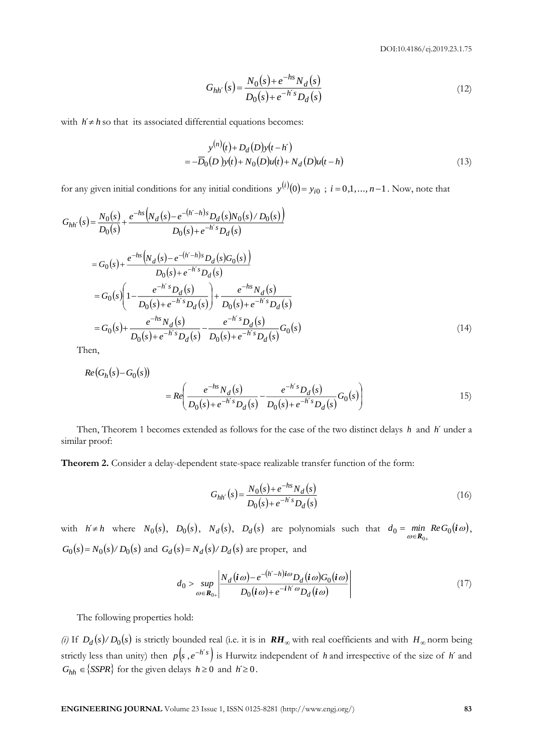$$G_{hh'}(s) = \frac{N_0(s) + e^{-hs} N_d(s)}{D_0(s) + e^{-h's} D_d(s)} \tag{12}$$

with $h' \neq h$ so that its associated differential equations becomes:

$$\begin{aligned} &y^{(n)}(t) + D_d(D) y(t - h') \\ &= -\overline{D}_0(D) y(t) + N_0(D) u(t) + N_d(D) u(t - h) \end{aligned} \tag{13}$$

for any given initial conditions for any initial conditions $y^{(i)}(0) = y_{i0}$ ; $i = 0, 1, \ldots, n-1$. Now, note that

$$\begin{aligned} G_{hh'}(s) &= \frac{N_0(s)}{D_0(s)} + \frac{e^{-hs}\left(N_d(s) - e^{-(h'-h)s} D_d(s) N_0(s) / D_0(s)\right)}{D_0(s) + e^{-h's} D_d(s)} \\ &= G_0(s) + \frac{e^{-hs}\left(N_d(s) - e^{-(h'-h)s} D_d(s) G_0(s)\right)}{D_0(s) + e^{-h's} D_d(s)} \\ &= G_0(s)\left(1 - \frac{e^{-h's} D_d(s)}{D_0(s) + e^{-h's} D_d(s)}\right) + \frac{e^{-hs} N_d(s)}{D_0(s) + e^{-h's} D_d(s)} \\ &= G_0(s) + \frac{e^{-hs} N_d(s)}{D_0(s) + e^{-h's} D_d(s)} - \frac{e^{-h's} D_d(s)}{D_0(s) + e^{-h's} D_d(s)} G_0(s) \end{aligned} \tag{14}$$

Then,

$$\begin{aligned} &Re\left(G_h(s) - G_0(s)\right) \\ &= Re\left(\frac{e^{-hs} N_d(s)}{D_0(s) + e^{-h's} D_d(s)} - \frac{e^{-h's} D_d(s)}{D_0(s) + e^{-h's} D_d(s)} G_0(s)\right) \end{aligned} \tag{15}$$

Then, Theorem 1 becomes extended as follows for the case of the two distinct delays $h$ and $h'$ under a similar proof:

**Theorem 2.** Consider a delay-dependent state-space realizable transfer function of the form:

$$G_{hh'}(s) = \frac{N_0(s) + e^{-hs} N_d(s)}{D_0(s) + e^{-h's} D_d(s)} \tag{16}$$

with $h' \neq h$ where $N_0(s)$, $D_0(s)$, $N_d(s)$, $D_d(s)$ are polynomials such that $d_0 = \min_{\omega \in \mathbf{R}_{0+}} Re\, G_0(\mathbf{i}\omega)$, $G_0(s) = N_0(s) / D_0(s)$ and $G_d(s) = N_d(s) / D_d(s)$ are proper, and

$$d_0 > \sup_{\omega \in \mathbf{R}_{0+}} \left| \frac{N_d(\mathbf{i}\omega) - e^{-(h'-h)\mathbf{i}\omega} D_d(\mathbf{i}\omega) G_0(\mathbf{i}\omega)}{D_0(\mathbf{i}\omega) + e^{-\mathbf{i}h'\omega} D_d(\mathbf{i}\omega)} \right| \tag{17}$$

The following properties hold:

*(i)* If $D_d(s) / D_0(s)$ is strictly bounded real (i.e. it is in $\mathbf{RH}_\infty$ with real coefficients and with $H_\infty$ norm being strictly less than unity) then $p\left(s, e^{-h's}\right)$ is Hurwitz independent of $h$ and irrespective of the size of $h'$ and $G_{hh} \in \{SSPR\}$ for the given delays $h \geq 0$ and $h' \geq 0$.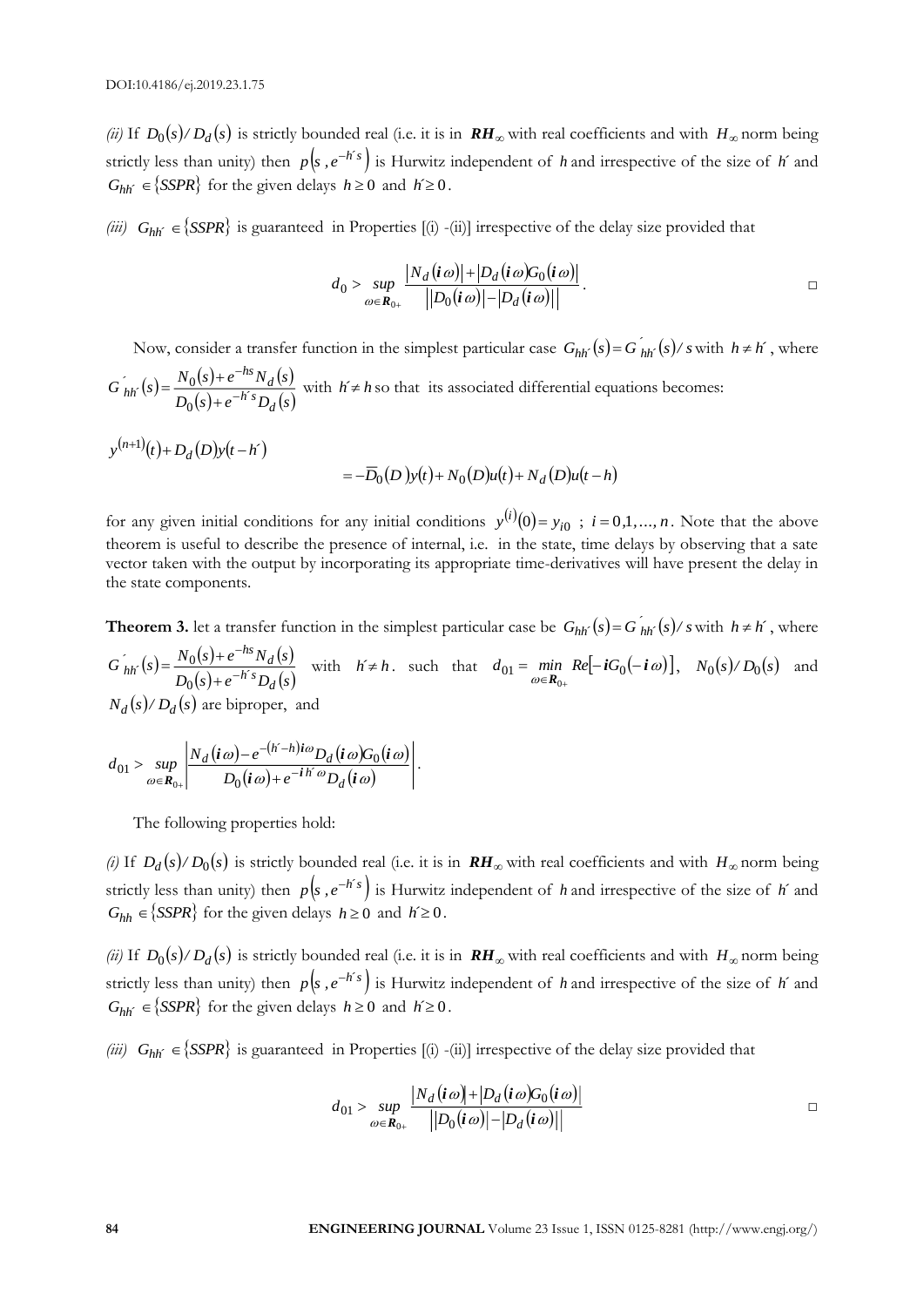*(ii)* If $D_0(s)/D_d(s)$ is strictly bounded real (i.e. it is in $\boldsymbol{RH}_\infty$ with real coefficients and with $H_\infty$ norm being strictly less than unity) then $p\left(s, e^{-h' s}\right)$ is Hurwitz independent of $h$ and irrespective of the size of $h'$ and $G_{hh'} \in \{SSPR\}$ for the given delays $h \geq 0$ and $h' \geq 0$.

*(iii)* $G_{hh'} \in \{SSPR\}$ is guaranteed in Properties [(i) -(ii)] irrespective of the delay size provided that

$$d_0 > \sup_{\omega \in \boldsymbol{R}_{0+}} \frac{\left|N_d(\boldsymbol{i}\omega)\right| + \left|D_d(\boldsymbol{i}\omega) G_0(\boldsymbol{i}\omega)\right|}{\left|\left|D_0(\boldsymbol{i}\omega)\right| - \left|D_d(\boldsymbol{i}\omega)\right|\right|}. \qquad \square$$

Now, consider a transfer function in the simplest particular case $G_{hh'}(s) = G'_{hh'}(s)/s$ with $h \neq h'$, where $G'_{hh'}(s) = \dfrac{N_0(s) + e^{-hs} N_d(s)}{D_0(s) + e^{-h' s} D_d(s)}$ with $h' \neq h$ so that its associated differential equations becomes:

$$y^{(n+1)}(t) + D_d(D) y(t - h') = -\overline{D}_0(D) y(t) + N_0(D) u(t) + N_d(D) u(t - h)$$

for any given initial conditions for any initial conditions $y^{(i)}(0) = y_{i0}$ ; $i = 0,1,\ldots,n$. Note that the above theorem is useful to describe the presence of internal, i.e. in the state, time delays by observing that a sate vector taken with the output by incorporating its appropriate time-derivatives will have present the delay in the state components.

**Theorem 3.** let a transfer function in the simplest particular case be $G_{hh'}(s) = G'_{hh'}(s)/s$ with $h \neq h'$, where $G'_{hh'}(s) = \dfrac{N_0(s) + e^{-hs} N_d(s)}{D_0(s) + e^{-h' s} D_d(s)}$ with $h' \neq h$. such that $d_{01} = \min_{\omega \in \boldsymbol{R}_{0+}} Re\left[-\boldsymbol{i} G_0(-\boldsymbol{i}\omega)\right]$, $N_0(s)/D_0(s)$ and $N_d(s)/D_d(s)$ are biproper, and

$$d_{01} > \sup_{\omega \in \boldsymbol{R}_{0+}} \left| \frac{N_d(\boldsymbol{i}\omega) - e^{-(h' - h)\boldsymbol{i}\omega} D_d(\boldsymbol{i}\omega) G_0(\boldsymbol{i}\omega)}{D_0(\boldsymbol{i}\omega) + e^{-\boldsymbol{i} h' \omega} D_d(\boldsymbol{i}\omega)} \right|.$$

The following properties hold:

*(i)* If $D_d(s)/D_0(s)$ is strictly bounded real (i.e. it is in $\boldsymbol{RH}_\infty$ with real coefficients and with $H_\infty$ norm being strictly less than unity) then $p\left(s, e^{-h' s}\right)$ is Hurwitz independent of $h$ and irrespective of the size of $h'$ and $G_{hh} \in \{SSPR\}$ for the given delays $h \geq 0$ and $h' \geq 0$.

*(ii)* If $D_0(s)/D_d(s)$ is strictly bounded real (i.e. it is in $\boldsymbol{RH}_\infty$ with real coefficients and with $H_\infty$ norm being strictly less than unity) then $p\left(s, e^{-h' s}\right)$ is Hurwitz independent of $h$ and irrespective of the size of $h'$ and $G_{hh'} \in \{SSPR\}$ for the given delays $h \geq 0$ and $h' \geq 0$.

*(iii)* $G_{hh'} \in \{SSPR\}$ is guaranteed in Properties [(i) -(ii)] irrespective of the delay size provided that

$$d_{01} > \sup_{\omega \in \boldsymbol{R}_{0+}} \frac{\left|N_d(\boldsymbol{i}\omega)\right| + \left|D_d(\boldsymbol{i}\omega) G_0(\boldsymbol{i}\omega)\right|}{\left|\left|D_0(\boldsymbol{i}\omega)\right| - \left|D_d(\boldsymbol{i}\omega)\right|\right|} \qquad \square$$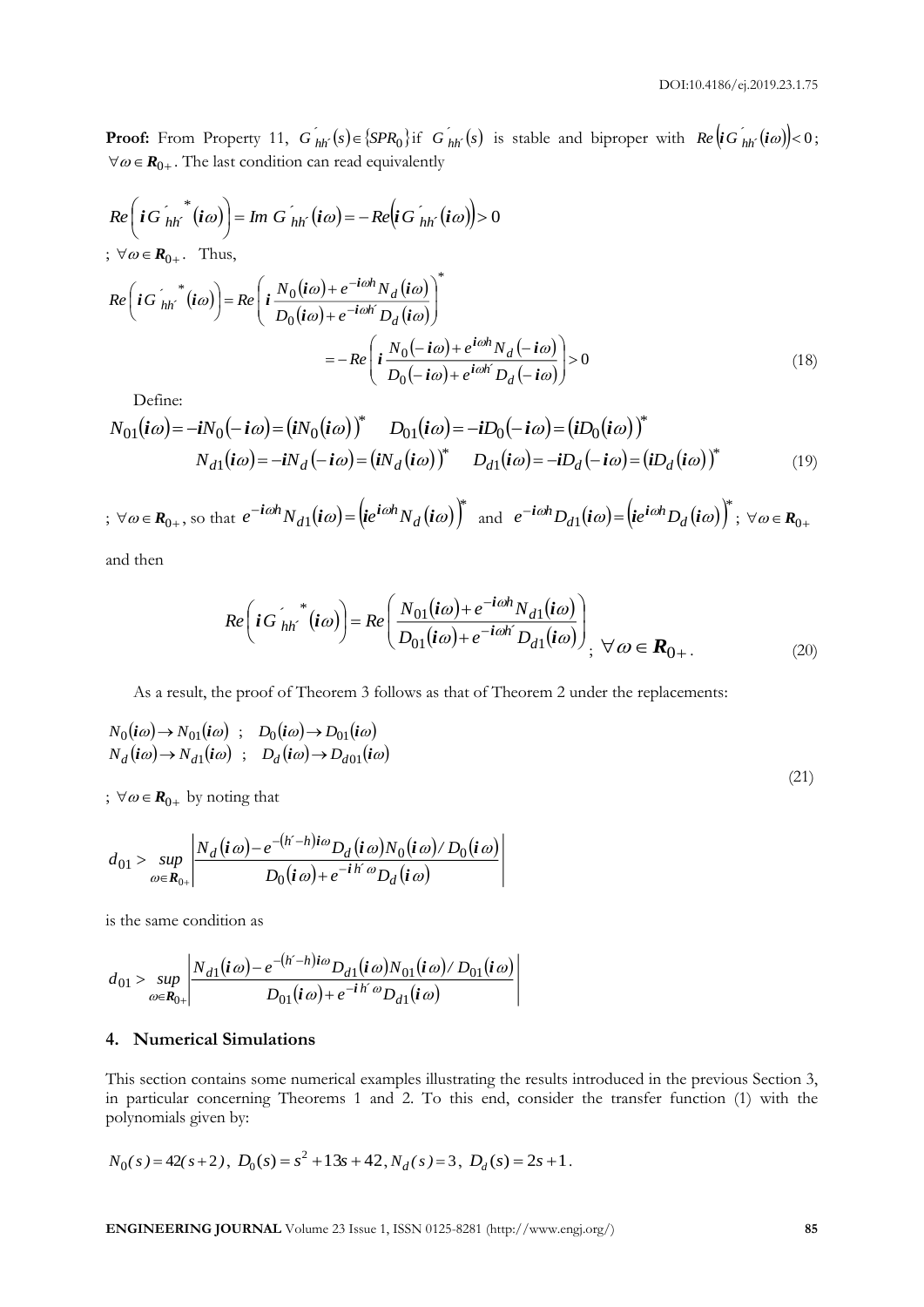**Proof:** From Property 11, $G'_{hh'}(s) \in \{SPR_0\}$ if $G'_{hh'}(s)$ is stable and biproper with $Re\left(\boldsymbol{i}G'_{hh'}(\boldsymbol{i}\omega)\right) < 0$; $\forall \omega \in \boldsymbol{R}_{0+}$. The last condition can read equivalently

$$Re\left(\boldsymbol{i}G'^{*}_{hh'}(\boldsymbol{i}\omega)\right) = Im\, G'_{hh'}(\boldsymbol{i}\omega) = -Re\left(\boldsymbol{i}G'_{hh'}(\boldsymbol{i}\omega)\right) > 0$$

; $\forall \omega \in \boldsymbol{R}_{0+}$. Thus,

$$Re\left(\boldsymbol{i}G'^{*}_{hh'}(\boldsymbol{i}\omega)\right) = Re\left(\boldsymbol{i}\frac{N_0(\boldsymbol{i}\omega) + e^{-\boldsymbol{i}\omega h}N_d(\boldsymbol{i}\omega)}{D_0(\boldsymbol{i}\omega) + e^{-\boldsymbol{i}\omega h'}D_d(\boldsymbol{i}\omega)}\right)^{*}$$

$$= -Re\left(\boldsymbol{i}\frac{N_0(-\boldsymbol{i}\omega) + e^{\boldsymbol{i}\omega h}N_d(-\boldsymbol{i}\omega)}{D_0(-\boldsymbol{i}\omega) + e^{\boldsymbol{i}\omega h'}D_d(-\boldsymbol{i}\omega)}\right) > 0 \tag{18}$$

Define:

$$N_{01}(\boldsymbol{i}\omega) = -\boldsymbol{i}N_0(-\boldsymbol{i}\omega) = \left(\boldsymbol{i}N_0(\boldsymbol{i}\omega)\right)^{*} \qquad D_{01}(\boldsymbol{i}\omega) = -\boldsymbol{i}D_0(-\boldsymbol{i}\omega) = \left(\boldsymbol{i}D_0(\boldsymbol{i}\omega)\right)^{*}$$

$$N_{d1}(\boldsymbol{i}\omega) = -\boldsymbol{i}N_d(-\boldsymbol{i}\omega) = \left(\boldsymbol{i}N_d(\boldsymbol{i}\omega)\right)^{*} \qquad D_{d1}(\boldsymbol{i}\omega) = -\boldsymbol{i}D_d(-\boldsymbol{i}\omega) = \left(\boldsymbol{i}D_d(\boldsymbol{i}\omega)\right)^{*} \tag{19}$$

; $\forall \omega \in \boldsymbol{R}_{0+}$, so that $e^{-\boldsymbol{i}\omega h}N_{d1}(\boldsymbol{i}\omega) = \left(\boldsymbol{i}e^{\boldsymbol{i}\omega h}N_d(\boldsymbol{i}\omega)\right)^{*}$ and $e^{-\boldsymbol{i}\omega h}D_{d1}(\boldsymbol{i}\omega) = \left(\boldsymbol{i}e^{\boldsymbol{i}\omega h}D_d(\boldsymbol{i}\omega)\right)^{*}$; $\forall \omega \in \boldsymbol{R}_{0+}$

and then

$$Re\left(\boldsymbol{i}G'^{*}_{hh'}(\boldsymbol{i}\omega)\right) = Re\left(\frac{N_{01}(\boldsymbol{i}\omega) + e^{-\boldsymbol{i}\omega h}N_{d1}(\boldsymbol{i}\omega)}{D_{01}(\boldsymbol{i}\omega) + e^{-\boldsymbol{i}\omega h'}D_{d1}(\boldsymbol{i}\omega)}\right); \ \forall \omega \in \boldsymbol{R}_{0+}. \tag{20}$$

As a result, the proof of Theorem 3 follows as that of Theorem 2 under the replacements:

$$N_0(\boldsymbol{i}\omega) \to N_{01}(\boldsymbol{i}\omega) \ ; \quad D_0(\boldsymbol{i}\omega) \to D_{01}(\boldsymbol{i}\omega)$$
$$N_d(\boldsymbol{i}\omega) \to N_{d1}(\boldsymbol{i}\omega) \ ; \quad D_d(\boldsymbol{i}\omega) \to D_{d01}(\boldsymbol{i}\omega) \tag{21}$$

; $\forall \omega \in \boldsymbol{R}_{0+}$ by noting that

$$d_{01} > \sup_{\omega \in \boldsymbol{R}_{0+}} \left| \frac{N_d(\boldsymbol{i}\omega) - e^{-(h'-h)\boldsymbol{i}\omega}D_d(\boldsymbol{i}\omega)N_0(\boldsymbol{i}\omega)/D_0(\boldsymbol{i}\omega)}{D_0(\boldsymbol{i}\omega) + e^{-\boldsymbol{i}h'\omega}D_d(\boldsymbol{i}\omega)} \right|$$

is the same condition as

$$d_{01} > \sup_{\omega \in \boldsymbol{R}_{0+}} \left| \frac{N_{d1}(\boldsymbol{i}\omega) - e^{-(h'-h)\boldsymbol{i}\omega}D_{d1}(\boldsymbol{i}\omega)N_{01}(\boldsymbol{i}\omega)/D_{01}(\boldsymbol{i}\omega)}{D_{01}(\boldsymbol{i}\omega) + e^{-\boldsymbol{i}h'\omega}D_{d1}(\boldsymbol{i}\omega)} \right|$$

## 4. Numerical Simulations

This section contains some numerical examples illustrating the results introduced in the previous Section 3, in particular concerning Theorems 1 and 2. To this end, consider the transfer function (1) with the polynomials given by:

$$N_0(s) = 42(s+2), \ D_0(s) = s^2 + 13s + 42, N_d(s) = 3, \ D_d(s) = 2s + 1.$$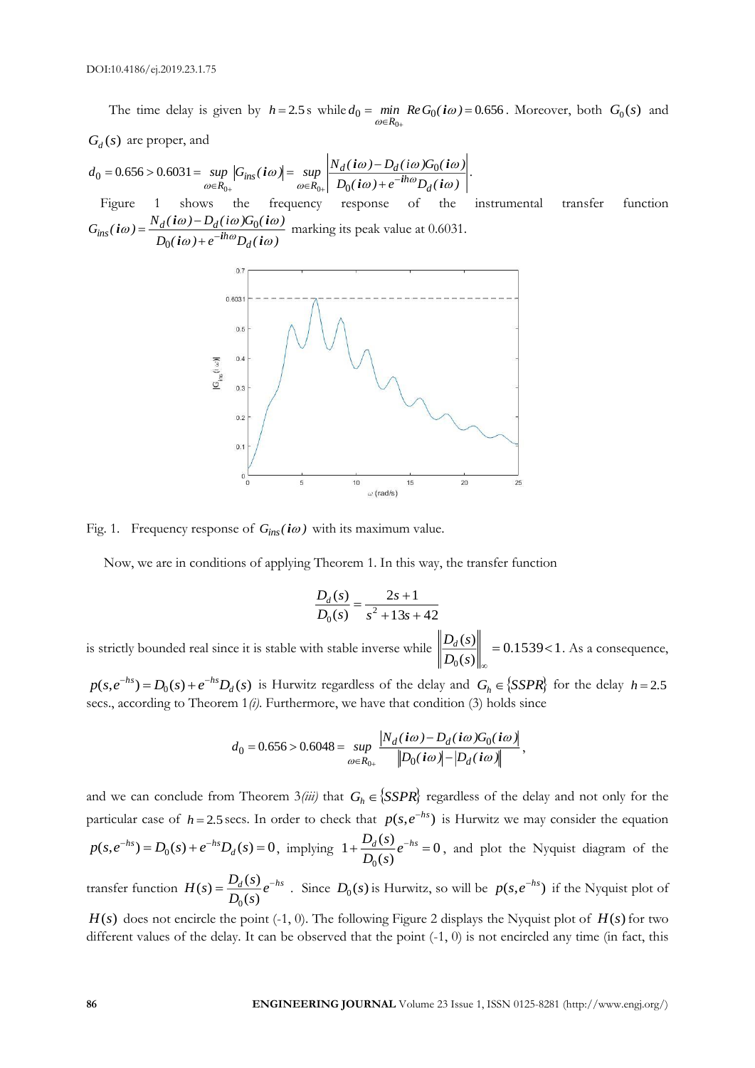The time delay is given by $h = 2.5$ s while $d_0 = \min_{\omega \in R_{0+}} Re\, G_0(\boldsymbol{i}\omega) = 0.656$. Moreover, both $G_0(s)$ and $G_d(s)$ are proper, and

$$d_0 = 0.656 > 0.6031 = \sup_{\omega \in R_{0+}} |G_{ins}(\boldsymbol{i}\omega)| = \sup_{\omega \in R_{0+}} \left| \frac{N_d(\boldsymbol{i}\omega) - D_d(i\omega)G_0(\boldsymbol{i}\omega)}{D_0(\boldsymbol{i}\omega) + e^{-\boldsymbol{i}h\omega} D_d(\boldsymbol{i}\omega)} \right|.$$

Figure 1 shows the frequency response of the instrumental transfer function $G_{ins}(\boldsymbol{i}\omega) = \frac{N_d(\boldsymbol{i}\omega) - D_d(i\omega)G_0(\boldsymbol{i}\omega)}{D_0(\boldsymbol{i}\omega) + e^{-\boldsymbol{i}h\omega} D_d(\boldsymbol{i}\omega)}$ marking its peak value at 0.6031.

0.7
0.6031
0.6
0.5
0.4
0.3
0.2
0.1
0
$|G_{ins}(i\omega)|$
0 5 10 15 20 25
$\omega$ (rad/s)

Fig. 1. Frequency response of $G_{ins}(\boldsymbol{i}\omega)$ with its maximum value.

Now, we are in conditions of applying Theorem 1. In this way, the transfer function

$$\frac{D_d(s)}{D_0(s)} = \frac{2s+1}{s^2 + 13s + 42}$$

is strictly bounded real since it is stable with stable inverse while $\left\| \frac{D_d(s)}{D_0(s)} \right\|_\infty = 0.1539 < 1$. As a consequence, $p(s, e^{-hs}) = D_0(s) + e^{-hs} D_d(s)$ is Hurwitz regardless of the delay and $G_h \in \{SSPR\}$ for the delay $h = 2.5$ secs., according to Theorem 1*(i)*. Furthermore, we have that condition (3) holds since

$$d_0 = 0.656 > 0.6048 = \sup_{\omega \in R_{0+}} \frac{|N_d(\boldsymbol{i}\omega) - D_d(\boldsymbol{i}\omega)G_0(\boldsymbol{i}\omega)|}{\| D_0(\boldsymbol{i}\omega)| - |D_d(\boldsymbol{i}\omega)\|},$$

and we can conclude from Theorem 3*(iii)* that $G_h \in \{SSPR\}$ regardless of the delay and not only for the particular case of $h = 2.5$ secs. In order to check that $p(s, e^{-hs})$ is Hurwitz we may consider the equation $p(s, e^{-hs}) = D_0(s) + e^{-hs} D_d(s) = 0$, implying $1 + \frac{D_d(s)}{D_0(s)} e^{-hs} = 0$, and plot the Nyquist diagram of the transfer function $H(s) = \frac{D_d(s)}{D_0(s)} e^{-hs}$ . Since $D_0(s)$ is Hurwitz, so will be $p(s, e^{-hs})$ if the Nyquist plot of $H(s)$ does not encircle the point (-1, 0). The following Figure 2 displays the Nyquist plot of $H(s)$ for two different values of the delay. It can be observed that the point (-1, 0) is not encircled any time (in fact, this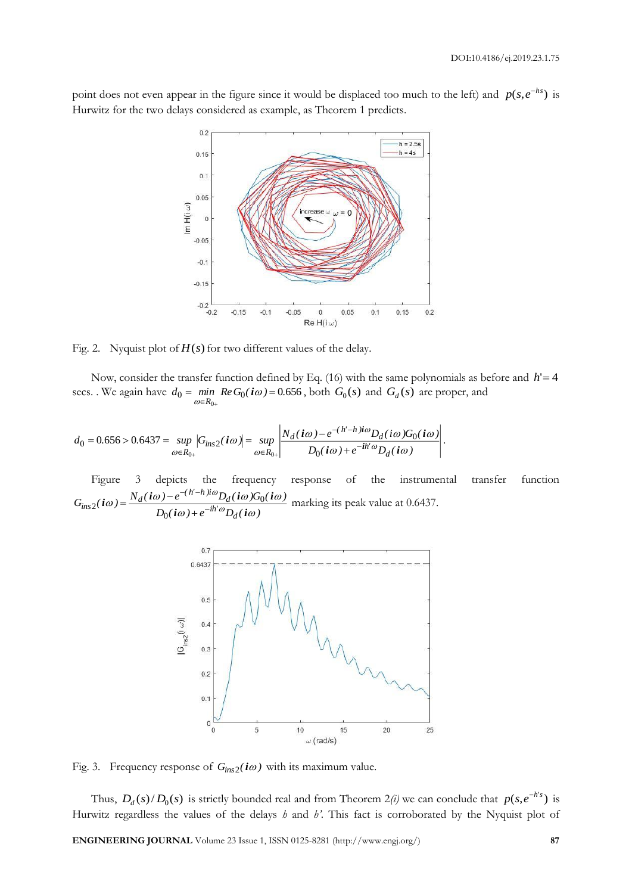point does not even appear in the figure since it would be displaced too much to the left) and $p(s,e^{-hs})$ is Hurwitz for the two delays considered as example, as Theorem 1 predicts.

h = 2.5s
h = 4s
increase ω
ω = 0
Im H(i ω)
Re H(i ω)
0.2
0.15
0.1
0.05
0
-0.05
-0.1
-0.15
-0.2
-0.2
-0.15
-0.1
-0.05
0
0.05
0.1
0.15
0.2

Fig. 2. Nyquist plot of $H(s)$ for two different values of the delay.

Now, consider the transfer function defined by Eq. (16) with the same polynomials as before and $h' = 4$ secs. . We again have $d_0 = \min_{\omega \in R_{0+}} Re\, G_0(i\omega) = 0.656$, both $G_0(s)$ and $G_d(s)$ are proper, and

$$d_0 = 0.656 > 0.6437 = \sup_{\omega \in R_{0+}} |G_{ins2}(i\omega)| = \sup_{\omega \in R_{0+}} \left| \frac{N_d(i\omega) - e^{-(h'-h)i\omega} D_d(i\omega) G_0(i\omega)}{D_0(i\omega) + e^{-ih'\omega} D_d(i\omega)} \right|.$$

Figure 3 depicts the frequency response of the instrumental transfer function $G_{ins2}(i\omega) = \dfrac{N_d(i\omega) - e^{-(h'-h)i\omega} D_d(i\omega) G_0(i\omega)}{D_0(i\omega) + e^{-ih'\omega} D_d(i\omega)}$ marking its peak value at 0.6437.

|G_ins2(i ω)|
ω (rad/s)
0.7
0.6437
0.5
0.4
0.3
0.2
0.1
0
0
5
10
15
20
25

Fig. 3. Frequency response of $G_{ins2}(i\omega)$ with its maximum value.

Thus, $D_d(s)/D_0(s)$ is strictly bounded real and from Theorem 2*(i)* we can conclude that $p(s,e^{-h's})$ is Hurwitz regardless the values of the delays *h* and *h'*. This fact is corroborated by the Nyquist plot of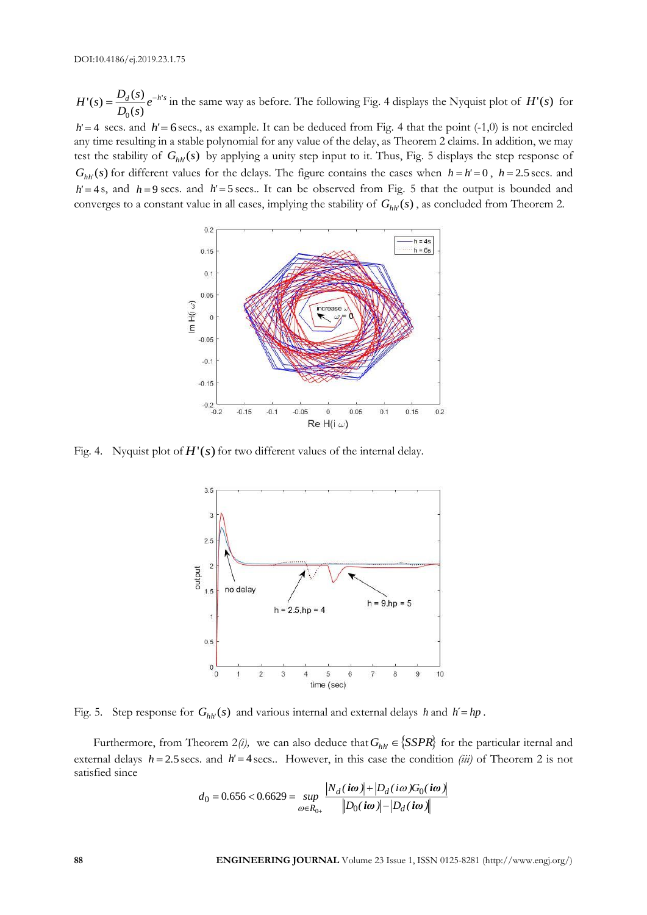$H'(s) = \frac{D_d(s)}{D_0(s)} e^{-h's}$ in the same way as before. The following Fig. 4 displays the Nyquist plot of $H'(s)$ for $h' = 4$ secs. and $h' = 6$ secs., as example. It can be deduced from Fig. 4 that the point (-1,0) is not encircled any time resulting in a stable polynomial for any value of the delay, as Theorem 2 claims. In addition, we may test the stability of $G_{hh'}(s)$ by applying a unity step input to it. Thus, Fig. 5 displays the step response of $G_{hh'}(s)$ for different values for the delays. The figure contains the cases when $h = h' = 0$, $h = 2.5$ secs. and $h' = 4$ s, and $h = 9$ secs. and $h' = 5$ secs.. It can be observed from Fig. 5 that the output is bounded and converges to a constant value in all cases, implying the stability of $G_{hh'}(s)$, as concluded from Theorem 2.

h = 4s
h = 6s
increase ω
ω = 0
Im H(i ω)
Re H(i ω)
0.2
0.15
0.1
0.05
0
-0.05
-0.1
-0.15
-0.2
-0.2
-0.15
-0.1
-0.05
0
0.05
0.1
0.15
0.2

Fig. 4. Nyquist plot of $H'(s)$ for two different values of the internal delay.

output
time (sec)
no delay
h = 2.5,hp = 4
h = 9,hp = 5
3.5
3
2.5
2
1.5
1
0.5
0
0
1
2
3
4
5
6
7
8
9
10

Fig. 5. Step response for $G_{hh'}(s)$ and various internal and external delays $h$ and $h' = hp$.

Furthermore, from Theorem 2*(i),* we can also deduce that $G_{hh'} \in \{SSPR\}$ for the particular iternal and external delays $h = 2.5$ secs. and $h' = 4$ secs.. However, in this case the condition *(iii)* of Theorem 2 is not satisfied since

$$d_0 = 0.656 < 0.6629 = \sup_{\omega \in R_{0+}} \frac{|N_d(i\omega)| + |D_d(i\omega) G_0(i\omega)|}{\left\| D_0(i\omega) \right| - \left| D_d(i\omega) \right\|}$$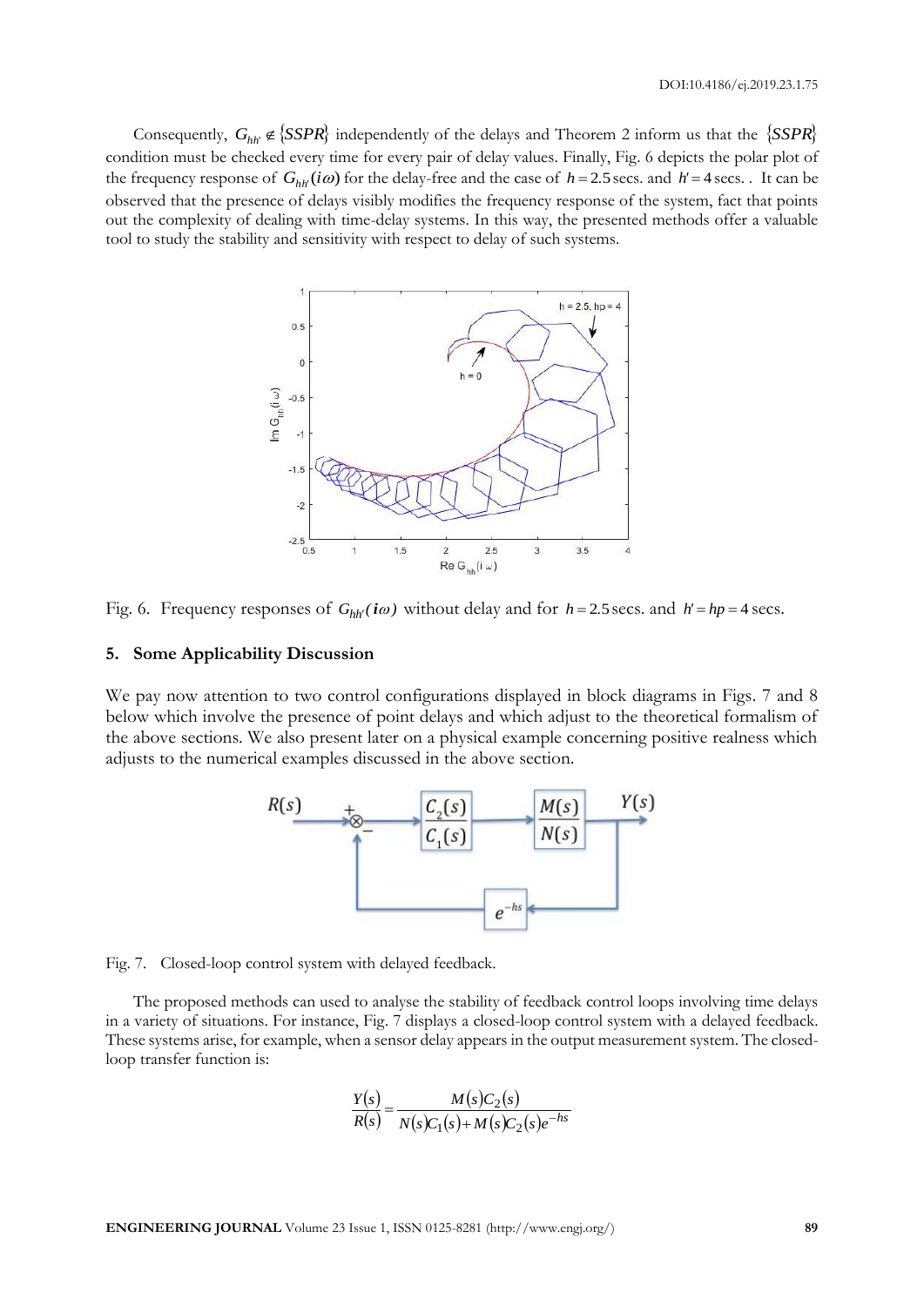Consequently, $G_{hh'} \notin \{SSPR\}$ independently of the delays and Theorem 2 inform us that the $\{SSPR\}$ condition must be checked every time for every pair of delay values. Finally, Fig. 6 depicts the polar plot of the frequency response of $G_{hh'}(i\omega)$ for the delay-free and the case of $h = 2.5$ secs. and $h' = 4$ secs. . It can be observed that the presence of delays visibly modifies the frequency response of the system, fact that points out the complexity of dealing with time-delay systems. In this way, the presented methods offer a valuable tool to study the stability and sensitivity with respect to delay of such systems.

h = 2.5, hp = 4

h = 0

Im $G_{hh}(i\omega)$

Re $G_{hh}(i\omega)$

Fig. 6. Frequency responses of $G_{hh'}(i\omega)$ without delay and for $h = 2.5$ secs. and $h' = hp = 4$ secs.

## 5. Some Applicability Discussion

We pay now attention to two control configurations displayed in block diagrams in Figs. 7 and 8 below which involve the presence of point delays and which adjust to the theoretical formalism of the above sections. We also present later on a physical example concerning positive realness which adjusts to the numerical examples discussed in the above section.

$R(s)$ + − $\frac{C_2(s)}{C_1(s)}$ $\frac{M(s)}{N(s)}$ $Y(s)$ $e^{-hs}$

Fig. 7. Closed-loop control system with delayed feedback.

The proposed methods can used to analyse the stability of feedback control loops involving time delays in a variety of situations. For instance, Fig. 7 displays a closed-loop control system with a delayed feedback. These systems arise, for example, when a sensor delay appears in the output measurement system. The closed-loop transfer function is:

$$\frac{Y(s)}{R(s)} = \frac{M(s)C_2(s)}{N(s)C_1(s) + M(s)C_2(s)e^{-hs}}$$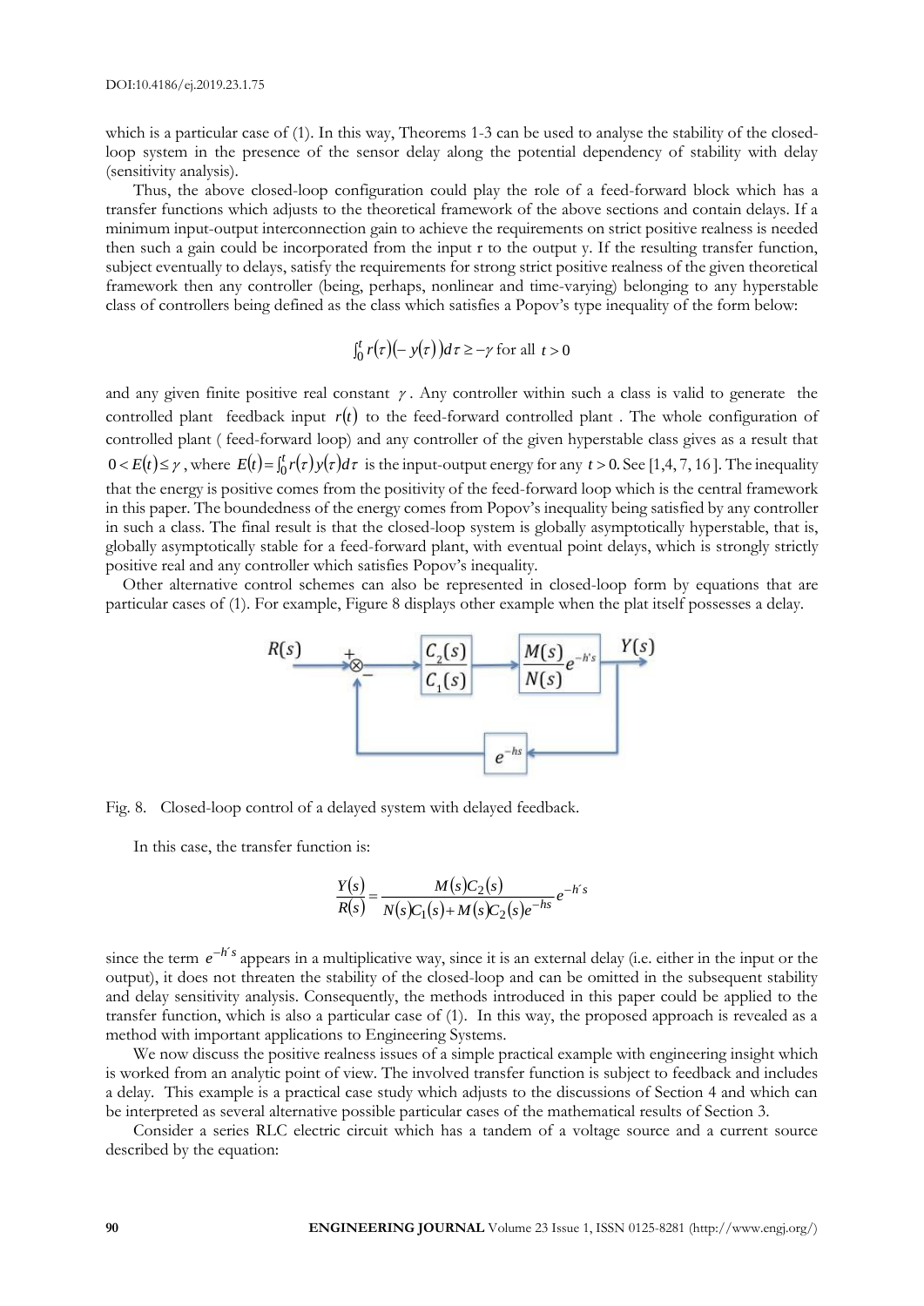which is a particular case of (1). In this way, Theorems 1-3 can be used to analyse the stability of the closed-loop system in the presence of the sensor delay along the potential dependency of stability with delay (sensitivity analysis).

Thus, the above closed-loop configuration could play the role of a feed-forward block which has a transfer functions which adjusts to the theoretical framework of the above sections and contain delays. If a minimum input-output interconnection gain to achieve the requirements on strict positive realness is needed then such a gain could be incorporated from the input r to the output y. If the resulting transfer function, subject eventually to delays, satisfy the requirements for strong strict positive realness of the given theoretical framework then any controller (being, perhaps, nonlinear and time-varying) belonging to any hyperstable class of controllers being defined as the class which satisfies a Popov's type inequality of the form below:

$$\int_0^t r(\tau)(-y(\tau))d\tau \geq -\gamma \text{ for all } t > 0$$

and any given finite positive real constant $\gamma$. Any controller within such a class is valid to generate the controlled plant feedback input $r(t)$ to the feed-forward controlled plant . The whole configuration of controlled plant ( feed-forward loop) and any controller of the given hyperstable class gives as a result that $0 < E(t) \leq \gamma$, where $E(t) = \int_0^t r(\tau)y(\tau)d\tau$ is the input-output energy for any $t > 0$. See [1,4, 7, 16 ]. The inequality that the energy is positive comes from the positivity of the feed-forward loop which is the central framework in this paper. The boundedness of the energy comes from Popov's inequality being satisfied by any controller in such a class. The final result is that the closed-loop system is globally asymptotically hyperstable, that is, globally asymptotically stable for a feed-forward plant, with eventual point delays, which is strongly strictly positive real and any controller which satisfies Popov's inequality.

Other alternative control schemes can also be represented in closed-loop form by equations that are particular cases of (1). For example, Figure 8 displays other example when the plat itself possesses a delay.

$R(s)$

$\frac{C_2(s)}{C_1(s)}$

$\frac{M(s)}{N(s)}e^{-h's}$

$Y(s)$

$e^{-hs}$

Fig. 8. Closed-loop control of a delayed system with delayed feedback.

In this case, the transfer function is:

$$\frac{Y(s)}{R(s)} = \frac{M(s)C_2(s)}{N(s)C_1(s) + M(s)C_2(s)e^{-hs}}e^{-h's}$$

since the term $e^{-h's}$ appears in a multiplicative way, since it is an external delay (i.e. either in the input or the output), it does not threaten the stability of the closed-loop and can be omitted in the subsequent stability and delay sensitivity analysis. Consequently, the methods introduced in this paper could be applied to the transfer function, which is also a particular case of (1). In this way, the proposed approach is revealed as a method with important applications to Engineering Systems.

We now discuss the positive realness issues of a simple practical example with engineering insight which is worked from an analytic point of view. The involved transfer function is subject to feedback and includes a delay. This example is a practical case study which adjusts to the discussions of Section 4 and which can be interpreted as several alternative possible particular cases of the mathematical results of Section 3.

Consider a series RLC electric circuit which has a tandem of a voltage source and a current source described by the equation: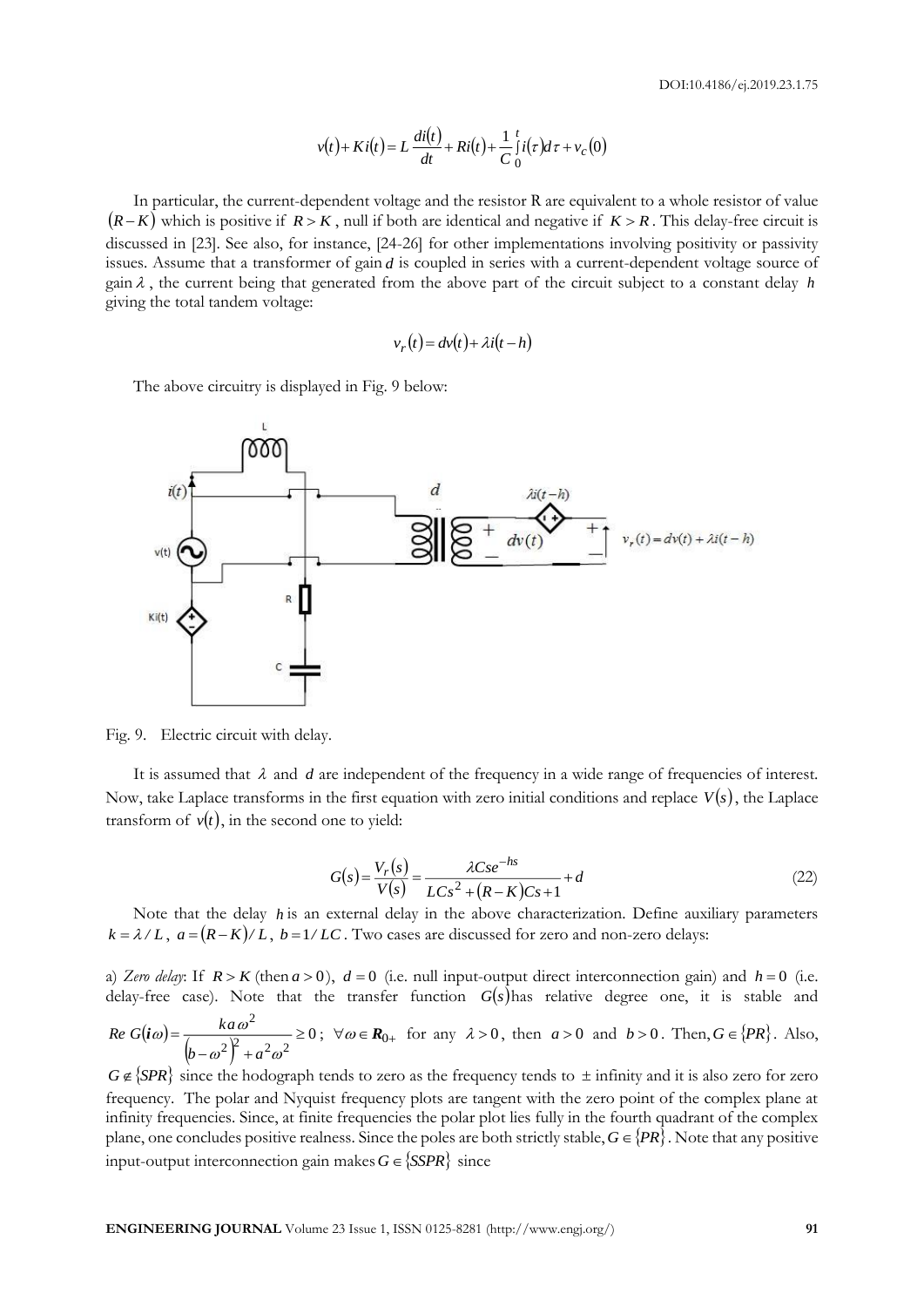$$v(t)+Ki(t)=L\frac{di(t)}{dt}+Ri(t)+\frac{1}{C}\int_0^t i(\tau)d\tau+v_c(0)$$

In particular, the current-dependent voltage and the resistor R are equivalent to a whole resistor of value $(R-K)$ which is positive if $R>K$, null if both are identical and negative if $K>R$. This delay-free circuit is discussed in [23]. See also, for instance, [24-26] for other implementations involving positivity or passivity issues. Assume that a transformer of gain $d$ is coupled in series with a current-dependent voltage source of gain $\lambda$, the current being that generated from the above part of the circuit subject to a constant delay $h$ giving the total tandem voltage:

$$v_r(t)=dv(t)+\lambda i(t-h)$$

The above circuitry is displayed in Fig. 9 below:

L

$i(t)$

v(t)

Ki(t)

R

C

$d$

$dv(t)$

$\lambda i(t-h)$

$v_r(t)=dv(t)+\lambda i(t-h)$

Fig. 9. Electric circuit with delay.

It is assumed that $\lambda$ and $d$ are independent of the frequency in a wide range of frequencies of interest. Now, take Laplace transforms in the first equation with zero initial conditions and replace $V(s)$, the Laplace transform of $v(t)$, in the second one to yield:

$$G(s)=\frac{V_r(s)}{V(s)}=\frac{\lambda Cse^{-hs}}{LCs^2+(R-K)Cs+1}+d \tag{22}$$

Note that the delay $h$ is an external delay in the above characterization. Define auxiliary parameters $k=\lambda/L$, $a=(R-K)/L$, $b=1/LC$. Two cases are discussed for zero and non-zero delays:

a) *Zero delay*: If $R>K$ (then $a>0$), $d=0$ (i.e. null input-output direct interconnection gain) and $h=0$ (i.e. delay-free case). Note that the transfer function $G(s)$ has relative degree one, it is stable and $Re\,G(\boldsymbol{i}\omega)=\frac{ka\omega^2}{\left(b-\omega^2\right)^2+a^2\omega^2}\geq 0$; $\forall\omega\in\boldsymbol{R}_{0+}$ for any $\lambda>0$, then $a>0$ and $b>0$. Then, $G\in\{PR\}$. Also, $G\notin\{SPR\}$ since the hodograph tends to zero as the frequency tends to $\pm$ infinity and it is also zero for zero frequency. The polar and Nyquist frequency plots are tangent with the zero point of the complex plane at infinity frequencies. Since, at finite frequencies the polar plot lies fully in the fourth quadrant of the complex plane, one concludes positive realness. Since the poles are both strictly stable, $G\in\{PR\}$. Note that any positive input-output interconnection gain makes $G\in\{SSPR\}$ since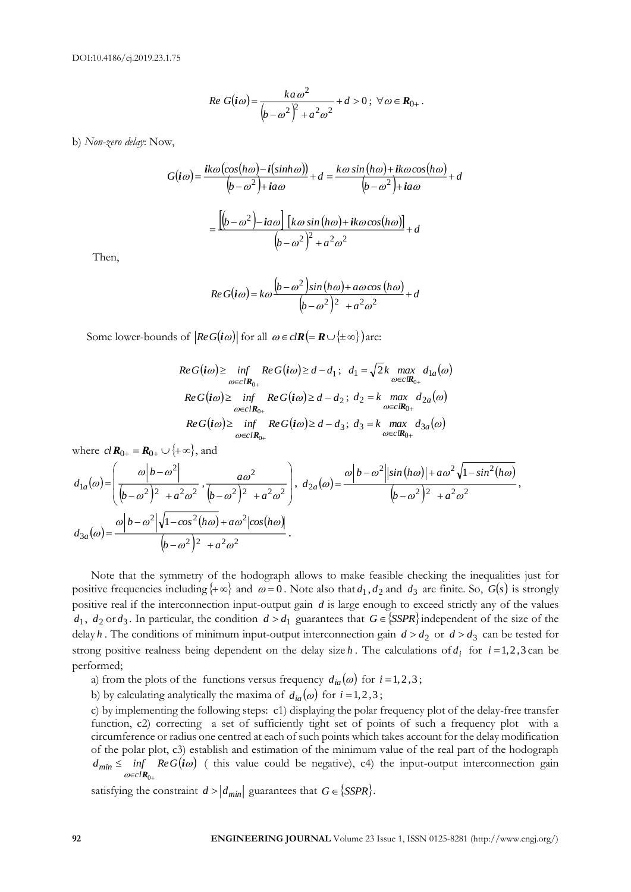DOI:10.4186/ej.2019.23.1.75

$$Re\ G(\boldsymbol{i}\omega)=\frac{ka\,\omega^2}{\left(b-\omega^2\right)^2+a^2\omega^2}+d>0\,;\ \forall\omega\in\boldsymbol{R}_{0+}\,.$$

b) *Non-zero delay*: Now,

$$G(\boldsymbol{i}\omega)=\frac{\boldsymbol{i}k\omega(\cos(h\omega)-\boldsymbol{i}(\sin h\omega))}{\left(b-\omega^2\right)+\boldsymbol{i}a\omega}+d=\frac{k\omega\sin(h\omega)+\boldsymbol{i}k\omega\cos(h\omega)}{\left(b-\omega^2\right)+\boldsymbol{i}a\omega}+d$$

$$=\frac{\left[\left(b-\omega^2\right)-\boldsymbol{i}a\omega\right]\left[k\omega\sin(h\omega)+\boldsymbol{i}k\omega\cos(h\omega)\right]}{\left(b-\omega^2\right)^2+a^2\omega^2}+d$$

Then,

$$Re\,G(\boldsymbol{i}\omega)=k\omega\frac{\left(b-\omega^2\right)\sin(h\omega)+a\omega\cos(h\omega)}{\left(b-\omega^2\right)^2+a^2\omega^2}+d$$

Some lower-bounds of $\left|Re\,G(\boldsymbol{i}\omega)\right|$ for all $\omega\in cl\boldsymbol{R}\left(=\boldsymbol{R}\cup\{\pm\infty\}\right)$ are:

$$Re\,G(\boldsymbol{i}\omega)\geq\inf_{\omega\in cl\boldsymbol{R}_{0+}}Re\,G(\boldsymbol{i}\omega)\geq d-d_1\,;\ d_1=\sqrt{2}k\max_{\omega\in cl\boldsymbol{R}_{0+}}d_{1a}(\omega)$$

$$Re\,G(\boldsymbol{i}\omega)\geq\inf_{\omega\in cl\boldsymbol{R}_{0+}}Re\,G(\boldsymbol{i}\omega)\geq d-d_2\,;\ d_2=k\max_{\omega\in cl\boldsymbol{R}_{0+}}d_{2a}(\omega)$$

$$Re\,G(\boldsymbol{i}\omega)\geq\inf_{\omega\in cl\boldsymbol{R}_{0+}}Re\,G(\boldsymbol{i}\omega)\geq d-d_3\,;\ d_3=k\max_{\omega\in cl\boldsymbol{R}_{0+}}d_{3a}(\omega)$$

where $cl\,\boldsymbol{R}_{0+}=\boldsymbol{R}_{0+}\cup\{+\infty\}$, and

$$d_{1a}(\omega)=\left(\frac{\omega\left|b-\omega^2\right|}{\left(b-\omega^2\right)^2+a^2\omega^2}\,,\frac{a\omega^2}{\left(b-\omega^2\right)^2+a^2\omega^2}\right),\ d_{2a}(\omega)=\frac{\omega\left|b-\omega^2\right|\left|\sin(h\omega)\right|+a\omega^2\sqrt{1-\sin^2(h\omega)}}{\left(b-\omega^2\right)^2+a^2\omega^2}\,,$$

$$d_{3a}(\omega)=\frac{\omega\left|b-\omega^2\right|\sqrt{1-\cos^2(h\omega)}+a\omega^2\left|\cos(h\omega)\right|}{\left(b-\omega^2\right)^2+a^2\omega^2}\,.$$

Note that the symmetry of the hodograph allows to make feasible checking the inequalities just for positive frequencies including $\{+\infty\}$ and $\omega=0$. Note also that $d_1$, $d_2$ and $d_3$ are finite. So, $G(s)$ is strongly positive real if the interconnection input-output gain $d$ is large enough to exceed strictly any of the values $d_1$, $d_2$ or $d_3$. In particular, the condition $d>d_1$ guarantees that $G\in\{SSPR\}$ independent of the size of the delay $h$. The conditions of minimum input-output interconnection gain $d>d_2$ or $d>d_3$ can be tested for strong positive realness being dependent on the delay size $h$. The calculations of $d_i$ for $i=1,2,3$ can be performed;

a) from the plots of the functions versus frequency $d_{ia}(\omega)$ for $i=1,2,3$;

b) by calculating analytically the maxima of $d_{ia}(\omega)$ for $i=1,2,3$;

c) by implementing the following steps: c1) displaying the polar frequency plot of the delay-free transfer function, c2) correcting a set of sufficiently tight set of points of such a frequency plot with a circumference or radius one centred at each of such points which takes account for the delay modification of the polar plot, c3) establish and estimation of the minimum value of the real part of the hodograph $d_{min}\leq\inf_{\omega\in cl\boldsymbol{R}_{0+}}Re\,G(\boldsymbol{i}\omega)$ ( this value could be negative), c4) the input-output interconnection gain satisfying the constraint $d>\left|d_{min}\right|$ guarantees that $G\in\{SSPR\}$.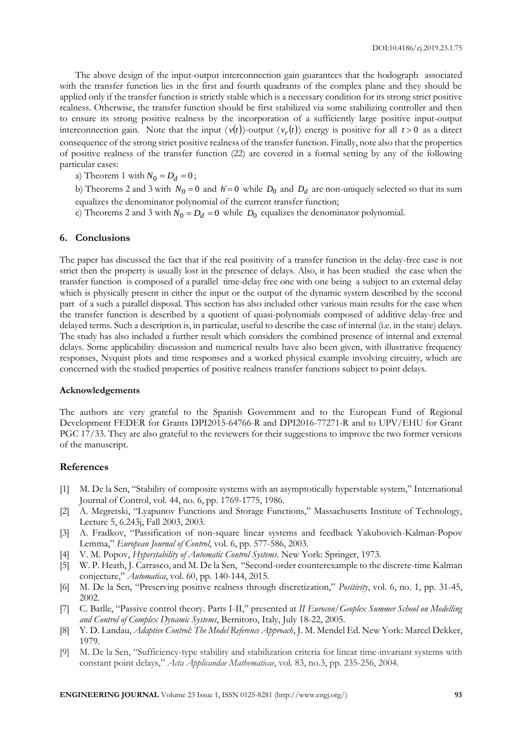The above design of the input-output interconnection gain guarantees that the hodograph associated with the transfer function lies in the first and fourth quadrants of the complex plane and they should be applied only if the transfer function is strictly stable which is a necessary condition for its strong strict positive realness. Otherwise, the transfer function should be first stabilized via some stabilizing controller and then to ensure its strong positive realness by the incorporation of a sufficiently large positive input-output interconnection gain. Note that the input ($v(t)$)-output ($v_r(t)$) energy is positive for all $t>0$ as a direct consequence of the strong strict positive realness of the transfer function. Finally, note also that the properties of positive realness of the transfer function (22) are covered in a formal setting by any of the following particular cases:

a) Theorem 1 with $N_0 = D_d = 0$;

b) Theorems 2 and 3 with $N_0 = 0$ and $h' = 0$ while $D_0$ and $D_d$ are non-uniquely selected so that its sum equalizes the denominator polynomial of the current transfer function;

c) Theorems 2 and 3 with $N_0 = D_d = 0$ while $D_0$ equalizes the denominator polynomial.

## 6. Conclusions

The paper has discussed the fact that if the real positivity of a transfer function in the delay-free case is not strict then the property is usually lost in the presence of delays. Also, it has been studied the case when the transfer function is composed of a parallel time-delay free one with one being a subject to an external delay which is physically present in either the input or the output of the dynamic system described by the second part of a such a parallel disposal. This section has also included other various main results for the case when the transfer function is described by a quotient of quasi-polynomials composed of additive delay-free and delayed terms. Such a description is, in particular, useful to describe the case of internal (i.e. in the state) delays. The study has also included a further result which considers the combined presence of internal and external delays. Some applicability discussion and numerical results have also been given, with illustrative frequency responses, Nyquist plots and time responses and a worked physical example involving circuitry, which are concerned with the studied properties of positive realness transfer functions subject to point delays.

### Acknowledgements

The authors are very grateful to the Spanish Government and to the European Fund of Regional Development FEDER for Grants DPI2015-64766-R and DPI2016-77271-R and to UPV/EHU for Grant PGC 17/33. They are also grateful to the reviewers for their suggestions to improve the two former versions of the manuscript.

## References

[1] M. De la Sen, "Stability of composite systems with an asymptotically hyperstable system," International Journal of Control, vol. 44, no. 6, pp. 1769-1775, 1986.

[2] A. Megretski, "Lyapunov Functions and Storage Functions," Massachusetts Institute of Technology, Lecture 5, 6.243j, Fall 2003, 2003.

[3] A. Fradkov, "Passification of non-square linear systems and feedback Yakubovich-Kalman-Popov Lemma," *European Journal of Control*, vol. 6, pp. 577-586, 2003.

[4] V. M. Popov, *Hyperstability of Automatic Control Systems*. New York: Springer, 1973.

[5] W. P. Heath, J. Carrasco, and M. De la Sen, "Second-order counterexample to the discrete-time Kalman conjecture," *Automatica*, vol. 60, pp. 140-144, 2015.

[6] M. De la Sen, "Preserving positive realness through discretization," *Positivity*, vol. 6, no. 1, pp. 31-45, 2002.

[7] C. Batlle, "Passive control theory. Parts I-II," presented at *II Eurocon/Geoplex Summer School on Modelling and Control of Complex Dynamic Systems*, Bernitoro, Italy, July 18-22, 2005.

[8] Y. D. Landau, *Adaptive Control: The Model Reference Approach*, J. M. Mendel Ed. New York: Marcel Dekker, 1979.

[9] M. De la Sen, "Sufficiency-type stability and stabilization criteria for linear time-invariant systems with constant point delays," *Acta Applicandae Mathematicae*, vol. 83, no.3, pp. 235-256, 2004.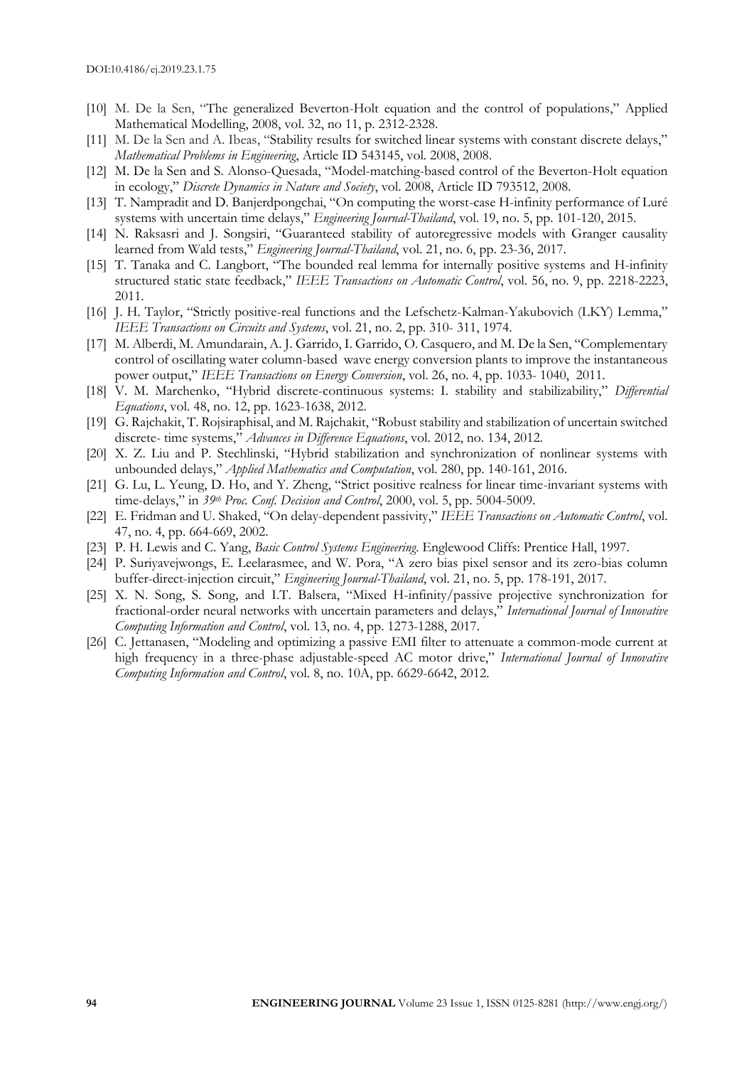- [10] M. De la Sen, "The generalized Beverton-Holt equation and the control of populations," Applied Mathematical Modelling, 2008, vol. 32, no 11, p. 2312-2328.
- [11] M. De la Sen and A. Ibeas, "Stability results for switched linear systems with constant discrete delays," *Mathematical Problems in Engineering*, Article ID 543145, vol. 2008, 2008.
- [12] M. De la Sen and S. Alonso-Quesada, "Model-matching-based control of the Beverton-Holt equation in ecology," *Discrete Dynamics in Nature and Society*, vol. 2008, Article ID 793512, 2008.
- [13] T. Nampradit and D. Banjerdpongchai, "On computing the worst-case H-infinity performance of Luré systems with uncertain time delays," *Engineering Journal-Thailand*, vol. 19, no. 5, pp. 101-120, 2015.
- [14] N. Raksasri and J. Songsiri, "Guaranteed stability of autoregressive models with Granger causality learned from Wald tests," *Engineering Journal-Thailand*, vol. 21, no. 6, pp. 23-36, 2017.
- [15] T. Tanaka and C. Langbort, "The bounded real lemma for internally positive systems and H-infinity structured static state feedback," *IEEE Transactions on Automatic Control*, vol. 56, no. 9, pp. 2218-2223, 2011.
- [16] J. H. Taylor, "Strictly positive-real functions and the Lefschetz-Kalman-Yakubovich (LKY) Lemma," *IEEE Transactions on Circuits and Systems*, vol. 21, no. 2, pp. 310- 311, 1974.
- [17] M. Alberdi, M. Amundarain, A. J. Garrido, I. Garrido, O. Casquero, and M. De la Sen, "Complementary control of oscillating water column-based wave energy conversion plants to improve the instantaneous power output," *IEEE Transactions on Energy Conversion*, vol. 26, no. 4, pp. 1033- 1040, 2011.
- [18] V. M. Marchenko, "Hybrid discrete-continuous systems: I. stability and stabilizability," *Differential Equations*, vol. 48, no. 12, pp. 1623-1638, 2012.
- [19] G. Rajchakit, T. Rojsiraphisal, and M. Rajchakit, "Robust stability and stabilization of uncertain switched discrete- time systems," *Advances in Difference Equations*, vol. 2012, no. 134, 2012.
- [20] X. Z. Liu and P. Stechlinski, "Hybrid stabilization and synchronization of nonlinear systems with unbounded delays," *Applied Mathematics and Computation*, vol. 280, pp. 140-161, 2016.
- [21] G. Lu, L. Yeung, D. Ho, and Y. Zheng, "Strict positive realness for linear time-invariant systems with time-delays," in *39th Proc. Conf. Decision and Control*, 2000, vol. 5, pp. 5004-5009.
- [22] E. Fridman and U. Shaked, "On delay-dependent passivity," *IEEE Transactions on Automatic Control*, vol. 47, no. 4, pp. 664-669, 2002.
- [23] P. H. Lewis and C. Yang, *Basic Control Systems Engineering*. Englewood Cliffs: Prentice Hall, 1997.
- [24] P. Suriyavejwongs, E. Leelarasmee, and W. Pora, "A zero bias pixel sensor and its zero-bias column buffer-direct-injection circuit," *Engineering Journal-Thailand*, vol. 21, no. 5, pp. 178-191, 2017.
- [25] X. N. Song, S. Song, and I.T. Balsera, "Mixed H-infinity/passive projective synchronization for fractional-order neural networks with uncertain parameters and delays," *International Journal of Innovative Computing Information and Control*, vol. 13, no. 4, pp. 1273-1288, 2017.
- [26] C. Jettanasen, "Modeling and optimizing a passive EMI filter to attenuate a common-mode current at high frequency in a three-phase adjustable-speed AC motor drive," *International Journal of Innovative Computing Information and Control*, vol. 8, no. 10A, pp. 6629-6642, 2012.